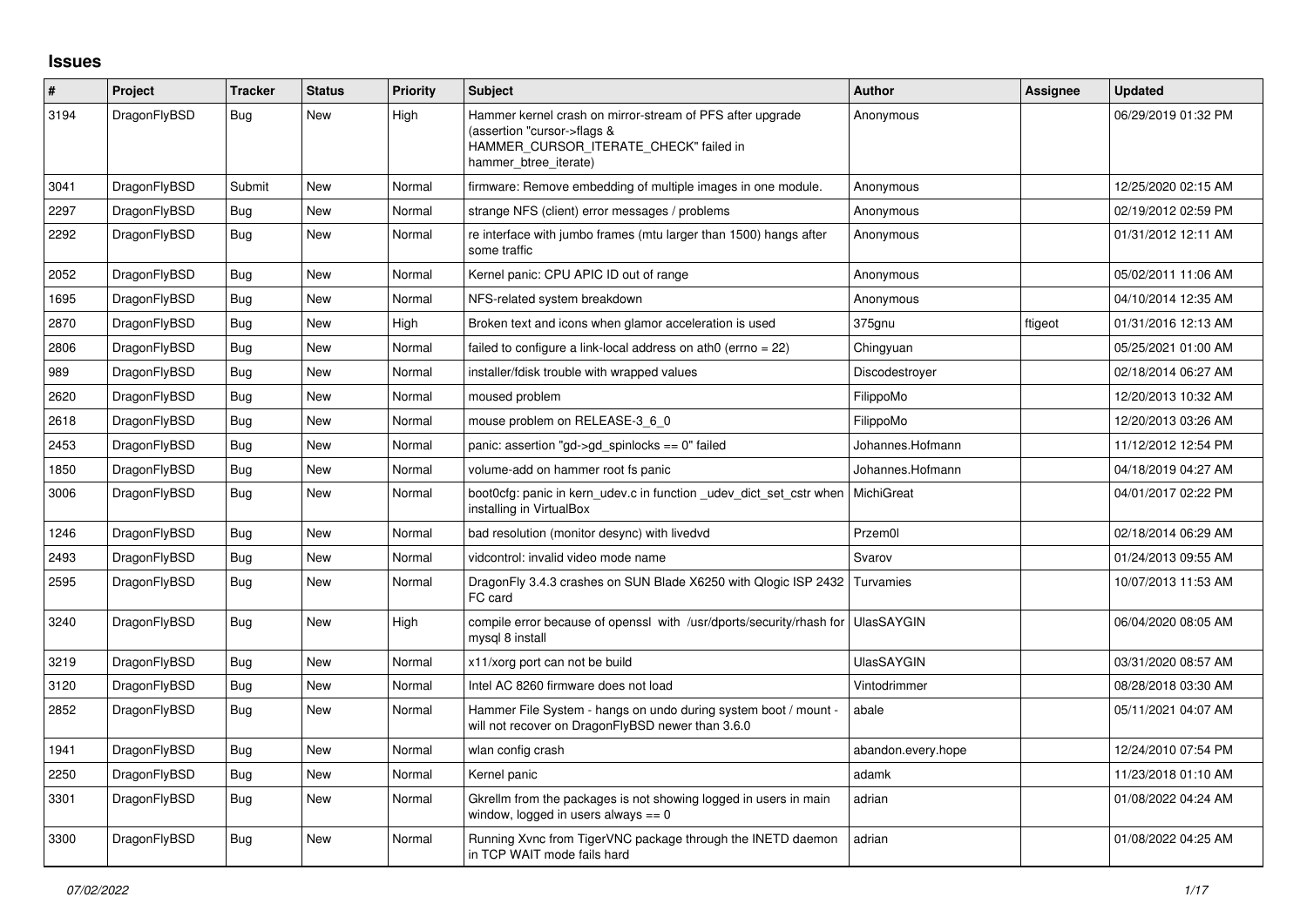# Issues

| # | Project | Tracker | Status | Priority | Subject | Author | Assignee | Updated |
|---|---|---|---|---|---|---|---|---|
| 3194 | DragonFlyBSD | Bug | New | High | Hammer kernel crash on mirror-stream of PFS after upgrade (assertion "cursor->flags & HAMMER_CURSOR_ITERATE_CHECK" failed in hammer_btree_iterate) | Anonymous | | 06/29/2019 01:32 PM |
| 3041 | DragonFlyBSD | Submit | New | Normal | firmware: Remove embedding of multiple images in one module. | Anonymous | | 12/25/2020 02:15 AM |
| 2297 | DragonFlyBSD | Bug | New | Normal | strange NFS (client) error messages / problems | Anonymous | | 02/19/2012 02:59 PM |
| 2292 | DragonFlyBSD | Bug | New | Normal | re interface with jumbo frames (mtu larger than 1500) hangs after some traffic | Anonymous | | 01/31/2012 12:11 AM |
| 2052 | DragonFlyBSD | Bug | New | Normal | Kernel panic: CPU APIC ID out of range | Anonymous | | 05/02/2011 11:06 AM |
| 1695 | DragonFlyBSD | Bug | New | Normal | NFS-related system breakdown | Anonymous | | 04/10/2014 12:35 AM |
| 2870 | DragonFlyBSD | Bug | New | High | Broken text and icons when glamor acceleration is used | 375gnu | ftigeot | 01/31/2016 12:13 AM |
| 2806 | DragonFlyBSD | Bug | New | Normal | failed to configure a link-local address on ath0 (errno = 22) | Chingyuan | | 05/25/2021 01:00 AM |
| 989 | DragonFlyBSD | Bug | New | Normal | installer/fdisk trouble with wrapped values | Discodestroyer | | 02/18/2014 06:27 AM |
| 2620 | DragonFlyBSD | Bug | New | Normal | moused problem | FilippoMo | | 12/20/2013 10:32 AM |
| 2618 | DragonFlyBSD | Bug | New | Normal | mouse problem on RELEASE-3_6_0 | FilippoMo | | 12/20/2013 03:26 AM |
| 2453 | DragonFlyBSD | Bug | New | Normal | panic: assertion "gd->gd_spinlocks == 0" failed | Johannes.Hofmann | | 11/12/2012 12:54 PM |
| 1850 | DragonFlyBSD | Bug | New | Normal | volume-add on hammer root fs panic | Johannes.Hofmann | | 04/18/2019 04:27 AM |
| 3006 | DragonFlyBSD | Bug | New | Normal | boot0cfg: panic in kern_udev.c in function _udev_dict_set_cstr when installing in VirtualBox | MichiGreat | | 04/01/2017 02:22 PM |
| 1246 | DragonFlyBSD | Bug | New | Normal | bad resolution (monitor desync) with livedvd | Przem0l | | 02/18/2014 06:29 AM |
| 2493 | DragonFlyBSD | Bug | New | Normal | vidcontrol: invalid video mode name | Svarov | | 01/24/2013 09:55 AM |
| 2595 | DragonFlyBSD | Bug | New | Normal | DragonFly 3.4.3 crashes on SUN Blade X6250 with Qlogic ISP 2432 FC card | Turvamies | | 10/07/2013 11:53 AM |
| 3240 | DragonFlyBSD | Bug | New | High | compile error because of openssl with /usr/dports/security/rhash for mysql 8 install | UlasSAYGIN | | 06/04/2020 08:05 AM |
| 3219 | DragonFlyBSD | Bug | New | Normal | x11/xorg port can not be build | UlasSAYGIN | | 03/31/2020 08:57 AM |
| 3120 | DragonFlyBSD | Bug | New | Normal | Intel AC 8260 firmware does not load | Vintodrimmer | | 08/28/2018 03:30 AM |
| 2852 | DragonFlyBSD | Bug | New | Normal | Hammer File System - hangs on undo during system boot / mount - will not recover on DragonFlyBSD newer than 3.6.0 | abale | | 05/11/2021 04:07 AM |
| 1941 | DragonFlyBSD | Bug | New | Normal | wlan config crash | abandon.every.hope | | 12/24/2010 07:54 PM |
| 2250 | DragonFlyBSD | Bug | New | Normal | Kernel panic | adamk | | 11/23/2018 01:10 AM |
| 3301 | DragonFlyBSD | Bug | New | Normal | Gkrellm from the packages is not showing logged in users in main window, logged in users always == 0 | adrian | | 01/08/2022 04:24 AM |
| 3300 | DragonFlyBSD | Bug | New | Normal | Running Xvnc from TigerVNC package through the INETD daemon in TCP WAIT mode fails hard | adrian | | 01/08/2022 04:25 AM |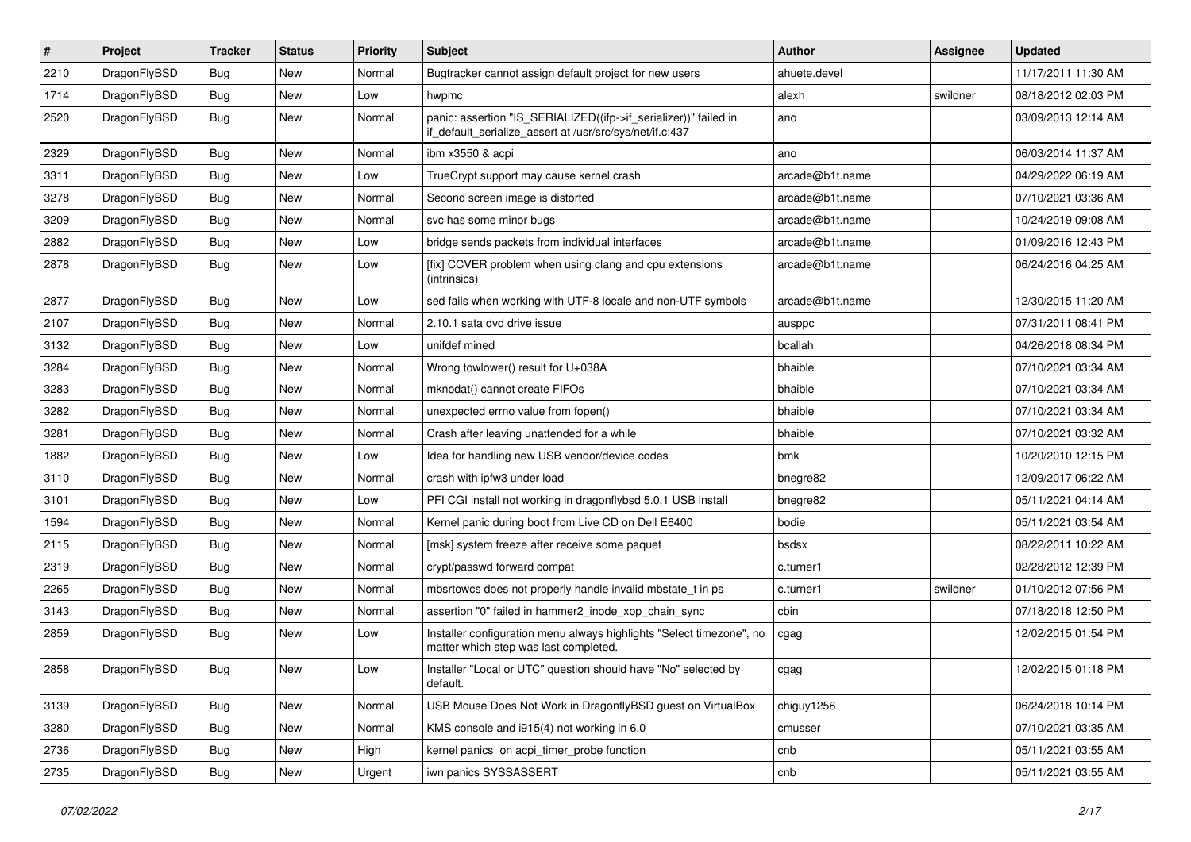| # | Project | Tracker | Status | Priority | Subject | Author | Assignee | Updated |
| --- | --- | --- | --- | --- | --- | --- | --- | --- |
| 2210 | DragonFlyBSD | Bug | New | Normal | Bugtracker cannot assign default project for new users | ahuete.devel | | 11/17/2011 11:30 AM |
| 1714 | DragonFlyBSD | Bug | New | Low | hwpmc | alexh | swildner | 08/18/2012 02:03 PM |
| 2520 | DragonFlyBSD | Bug | New | Normal | panic: assertion "IS_SERIALIZED((ifp->if_serializer))" failed in if_default_serialize_assert at /usr/src/sys/net/if.c:437 | ano | | 03/09/2013 12:14 AM |
| 2329 | DragonFlyBSD | Bug | New | Normal | ibm x3550 & acpi | ano | | 06/03/2014 11:37 AM |
| 3311 | DragonFlyBSD | Bug | New | Low | TrueCrypt support may cause kernel crash | arcade@b1t.name | | 04/29/2022 06:19 AM |
| 3278 | DragonFlyBSD | Bug | New | Normal | Second screen image is distorted | arcade@b1t.name | | 07/10/2021 03:36 AM |
| 3209 | DragonFlyBSD | Bug | New | Normal | svc has some minor bugs | arcade@b1t.name | | 10/24/2019 09:08 AM |
| 2882 | DragonFlyBSD | Bug | New | Low | bridge sends packets from individual interfaces | arcade@b1t.name | | 01/09/2016 12:43 PM |
| 2878 | DragonFlyBSD | Bug | New | Low | [fix] CCVER problem when using clang and cpu extensions (intrinsics) | arcade@b1t.name | | 06/24/2016 04:25 AM |
| 2877 | DragonFlyBSD | Bug | New | Low | sed fails when working with UTF-8 locale and non-UTF symbols | arcade@b1t.name | | 12/30/2015 11:20 AM |
| 2107 | DragonFlyBSD | Bug | New | Normal | 2.10.1 sata dvd drive issue | ausppc | | 07/31/2011 08:41 PM |
| 3132 | DragonFlyBSD | Bug | New | Low | unifdef mined | bcallah | | 04/26/2018 08:34 PM |
| 3284 | DragonFlyBSD | Bug | New | Normal | Wrong towlower() result for U+038A | bhaible | | 07/10/2021 03:34 AM |
| 3283 | DragonFlyBSD | Bug | New | Normal | mknodat() cannot create FIFOs | bhaible | | 07/10/2021 03:34 AM |
| 3282 | DragonFlyBSD | Bug | New | Normal | unexpected errno value from fopen() | bhaible | | 07/10/2021 03:34 AM |
| 3281 | DragonFlyBSD | Bug | New | Normal | Crash after leaving unattended for a while | bhaible | | 07/10/2021 03:32 AM |
| 1882 | DragonFlyBSD | Bug | New | Low | Idea for handling new USB vendor/device codes | bmk | | 10/20/2010 12:15 PM |
| 3110 | DragonFlyBSD | Bug | New | Normal | crash with ipfw3 under load | bnegre82 | | 12/09/2017 06:22 AM |
| 3101 | DragonFlyBSD | Bug | New | Low | PFI CGI install not working in dragonflybsd 5.0.1 USB install | bnegre82 | | 05/11/2021 04:14 AM |
| 1594 | DragonFlyBSD | Bug | New | Normal | Kernel panic during boot from Live CD on Dell E6400 | bodie | | 05/11/2021 03:54 AM |
| 2115 | DragonFlyBSD | Bug | New | Normal | [msk] system freeze after receive some paquet | bsdsx | | 08/22/2011 10:22 AM |
| 2319 | DragonFlyBSD | Bug | New | Normal | crypt/passwd forward compat | c.turner1 | | 02/28/2012 12:39 PM |
| 2265 | DragonFlyBSD | Bug | New | Normal | mbsrtowcs does not properly handle invalid mbstate_t in ps | c.turner1 | swildner | 01/10/2012 07:56 PM |
| 3143 | DragonFlyBSD | Bug | New | Normal | assertion "0" failed in hammer2_inode_xop_chain_sync | cbin | | 07/18/2018 12:50 PM |
| 2859 | DragonFlyBSD | Bug | New | Low | Installer configuration menu always highlights "Select timezone", no matter which step was last completed. | cgag | | 12/02/2015 01:54 PM |
| 2858 | DragonFlyBSD | Bug | New | Low | Installer "Local or UTC" question should have "No" selected by default. | cgag | | 12/02/2015 01:18 PM |
| 3139 | DragonFlyBSD | Bug | New | Normal | USB Mouse Does Not Work in DragonflyBSD guest on VirtualBox | chiguy1256 | | 06/24/2018 10:14 PM |
| 3280 | DragonFlyBSD | Bug | New | Normal | KMS console and i915(4) not working in 6.0 | cmusser | | 07/10/2021 03:35 AM |
| 2736 | DragonFlyBSD | Bug | New | High | kernel panics on acpi_timer_probe function | cnb | | 05/11/2021 03:55 AM |
| 2735 | DragonFlyBSD | Bug | New | Urgent | iwn panics SYSSASSERT | cnb | | 05/11/2021 03:55 AM |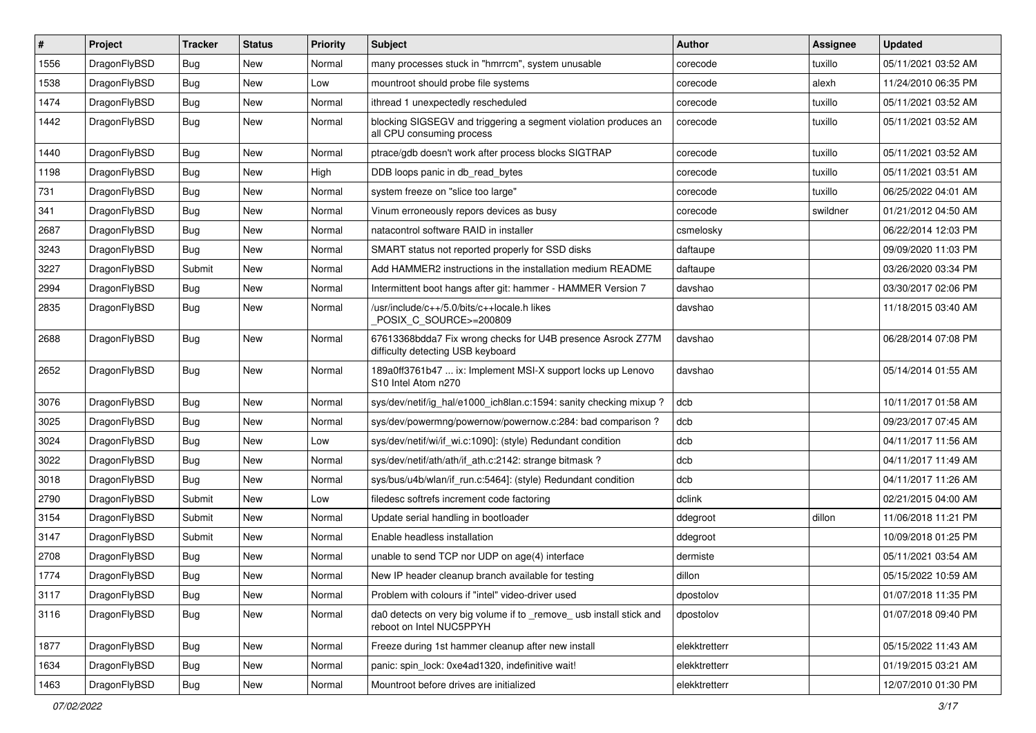| # | Project | Tracker | Status | Priority | Subject | Author | Assignee | Updated |
|---|---|---|---|---|---|---|---|---|
| 1556 | DragonFlyBSD | Bug | New | Normal | many processes stuck in "hmrrcm", system unusable | corecode | tuxillo | 05/11/2021 03:52 AM |
| 1538 | DragonFlyBSD | Bug | New | Low | mountroot should probe file systems | corecode | alexh | 11/24/2010 06:35 PM |
| 1474 | DragonFlyBSD | Bug | New | Normal | ithread 1 unexpectedly rescheduled | corecode | tuxillo | 05/11/2021 03:52 AM |
| 1442 | DragonFlyBSD | Bug | New | Normal | blocking SIGSEGV and triggering a segment violation produces an all CPU consuming process | corecode | tuxillo | 05/11/2021 03:52 AM |
| 1440 | DragonFlyBSD | Bug | New | Normal | ptrace/gdb doesn't work after process blocks SIGTRAP | corecode | tuxillo | 05/11/2021 03:52 AM |
| 1198 | DragonFlyBSD | Bug | New | High | DDB loops panic in db_read_bytes | corecode | tuxillo | 05/11/2021 03:51 AM |
| 731 | DragonFlyBSD | Bug | New | Normal | system freeze on "slice too large" | corecode | tuxillo | 06/25/2022 04:01 AM |
| 341 | DragonFlyBSD | Bug | New | Normal | Vinum erroneously repors devices as busy | corecode | swildner | 01/21/2012 04:50 AM |
| 2687 | DragonFlyBSD | Bug | New | Normal | natacontrol software RAID in installer | csmelosky | | 06/22/2014 12:03 PM |
| 3243 | DragonFlyBSD | Bug | New | Normal | SMART status not reported properly for SSD disks | daftaupe | | 09/09/2020 11:03 PM |
| 3227 | DragonFlyBSD | Submit | New | Normal | Add HAMMER2 instructions in the installation medium README | daftaupe | | 03/26/2020 03:34 PM |
| 2994 | DragonFlyBSD | Bug | New | Normal | Intermittent boot hangs after git: hammer - HAMMER Version 7 | davshao | | 03/30/2017 02:06 PM |
| 2835 | DragonFlyBSD | Bug | New | Normal | /usr/include/c++/5.0/bits/c++locale.h likes _POSIX_C_SOURCE>=200809 | davshao | | 11/18/2015 03:40 AM |
| 2688 | DragonFlyBSD | Bug | New | Normal | 67613368bdda7 Fix wrong checks for U4B presence Asrock Z77M difficulty detecting USB keyboard | davshao | | 06/28/2014 07:08 PM |
| 2652 | DragonFlyBSD | Bug | New | Normal | 189a0ff3761b47 ... ix: Implement MSI-X support locks up Lenovo S10 Intel Atom n270 | davshao | | 05/14/2014 01:55 AM |
| 3076 | DragonFlyBSD | Bug | New | Normal | sys/dev/netif/ig_hal/e1000_ich8lan.c:1594: sanity checking mixup ? | dcb | | 10/11/2017 01:58 AM |
| 3025 | DragonFlyBSD | Bug | New | Normal | sys/dev/powermng/powernow/powernow.c:284: bad comparison ? | dcb | | 09/23/2017 07:45 AM |
| 3024 | DragonFlyBSD | Bug | New | Low | sys/dev/netif/wi/if_wi.c:1090]: (style) Redundant condition | dcb | | 04/11/2017 11:56 AM |
| 3022 | DragonFlyBSD | Bug | New | Normal | sys/dev/netif/ath/ath/if_ath.c:2142: strange bitmask ? | dcb | | 04/11/2017 11:49 AM |
| 3018 | DragonFlyBSD | Bug | New | Normal | sys/bus/u4b/wlan/if_run.c:5464]: (style) Redundant condition | dcb | | 04/11/2017 11:26 AM |
| 2790 | DragonFlyBSD | Submit | New | Low | filedesc softrefs increment code factoring | dclink | | 02/21/2015 04:00 AM |
| 3154 | DragonFlyBSD | Submit | New | Normal | Update serial handling in bootloader | ddegroot | dillon | 11/06/2018 11:21 PM |
| 3147 | DragonFlyBSD | Submit | New | Normal | Enable headless installation | ddegroot | | 10/09/2018 01:25 PM |
| 2708 | DragonFlyBSD | Bug | New | Normal | unable to send TCP nor UDP on age(4) interface | dermiste | | 05/11/2021 03:54 AM |
| 1774 | DragonFlyBSD | Bug | New | Normal | New IP header cleanup branch available for testing | dillon | | 05/15/2022 10:59 AM |
| 3117 | DragonFlyBSD | Bug | New | Normal | Problem with colours if "intel" video-driver used | dpostolov | | 01/07/2018 11:35 PM |
| 3116 | DragonFlyBSD | Bug | New | Normal | da0 detects on very big volume if to _remove_ usb install stick and reboot on Intel NUC5PPYH | dpostolov | | 01/07/2018 09:40 PM |
| 1877 | DragonFlyBSD | Bug | New | Normal | Freeze during 1st hammer cleanup after new install | elekktretterr | | 05/15/2022 11:43 AM |
| 1634 | DragonFlyBSD | Bug | New | Normal | panic: spin_lock: 0xe4ad1320, indefinitive wait! | elekktretterr | | 01/19/2015 03:21 AM |
| 1463 | DragonFlyBSD | Bug | New | Normal | Mountroot before drives are initialized | elekktretterr | | 12/07/2010 01:30 PM |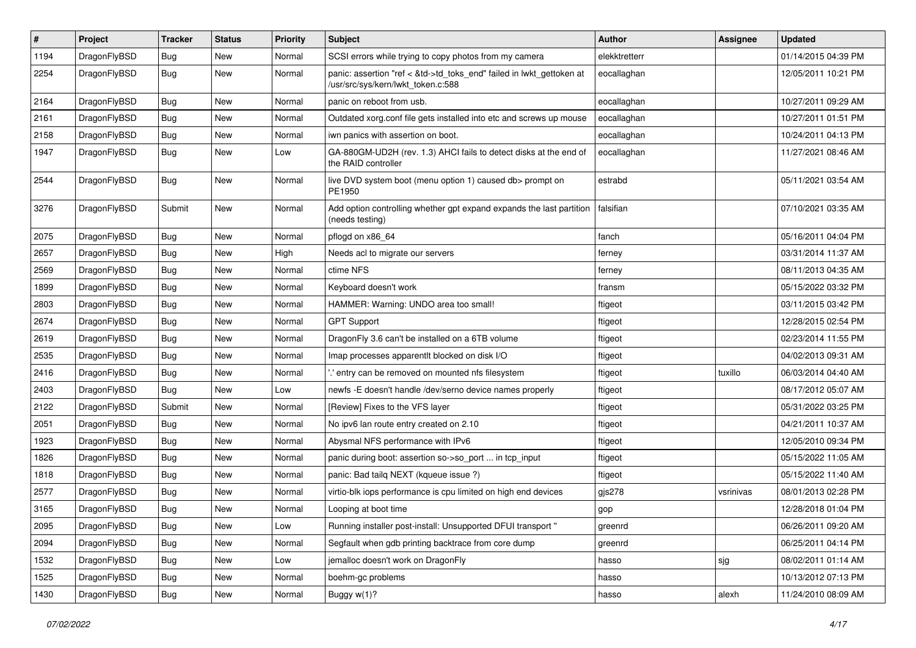| # | Project | Tracker | Status | Priority | Subject | Author | Assignee | Updated |
|---|---|---|---|---|---|---|---|---|
| 1194 | DragonFlyBSD | Bug | New | Normal | SCSI errors while trying to copy photos from my camera | elekktretterr | | 01/14/2015 04:39 PM |
| 2254 | DragonFlyBSD | Bug | New | Normal | panic: assertion "ref < &td->td_toks_end" failed in lwkt_gettoken at /usr/src/sys/kern/lwkt_token.c:588 | eocallaghan | | 12/05/2011 10:21 PM |
| 2164 | DragonFlyBSD | Bug | New | Normal | panic on reboot from usb. | eocallaghan | | 10/27/2011 09:29 AM |
| 2161 | DragonFlyBSD | Bug | New | Normal | Outdated xorg.conf file gets installed into etc and screws up mouse | eocallaghan | | 10/27/2011 01:51 PM |
| 2158 | DragonFlyBSD | Bug | New | Normal | iwn panics with assertion on boot. | eocallaghan | | 10/24/2011 04:13 PM |
| 1947 | DragonFlyBSD | Bug | New | Low | GA-880GM-UD2H (rev. 1.3) AHCI fails to detect disks at the end of the RAID controller | eocallaghan | | 11/27/2021 08:46 AM |
| 2544 | DragonFlyBSD | Bug | New | Normal | live DVD system boot (menu option 1) caused db> prompt on PE1950 | estrabd | | 05/11/2021 03:54 AM |
| 3276 | DragonFlyBSD | Submit | New | Normal | Add option controlling whether gpt expand expands the last partition (needs testing) | falsifian | | 07/10/2021 03:35 AM |
| 2075 | DragonFlyBSD | Bug | New | Normal | pflogd on x86_64 | fanch | | 05/16/2011 04:04 PM |
| 2657 | DragonFlyBSD | Bug | New | High | Needs acl to migrate our servers | ferney | | 03/31/2014 11:37 AM |
| 2569 | DragonFlyBSD | Bug | New | Normal | ctime NFS | ferney | | 08/11/2013 04:35 AM |
| 1899 | DragonFlyBSD | Bug | New | Normal | Keyboard doesn't work | fransm | | 05/15/2022 03:32 PM |
| 2803 | DragonFlyBSD | Bug | New | Normal | HAMMER: Warning: UNDO area too small! | ftigeot | | 03/11/2015 03:42 PM |
| 2674 | DragonFlyBSD | Bug | New | Normal | GPT Support | ftigeot | | 12/28/2015 02:54 PM |
| 2619 | DragonFlyBSD | Bug | New | Normal | DragonFly 3.6 can't be installed on a 6TB volume | ftigeot | | 02/23/2014 11:55 PM |
| 2535 | DragonFlyBSD | Bug | New | Normal | Imap processes apparentlt blocked on disk I/O | ftigeot | | 04/02/2013 09:31 AM |
| 2416 | DragonFlyBSD | Bug | New | Normal | '.' entry can be removed on mounted nfs filesystem | ftigeot | tuxillo | 06/03/2014 04:40 AM |
| 2403 | DragonFlyBSD | Bug | New | Low | newfs -E doesn't handle /dev/serno device names properly | ftigeot | | 08/17/2012 05:07 AM |
| 2122 | DragonFlyBSD | Submit | New | Normal | [Review] Fixes to the VFS layer | ftigeot | | 05/31/2022 03:25 PM |
| 2051 | DragonFlyBSD | Bug | New | Normal | No ipv6 lan route entry created on 2.10 | ftigeot | | 04/21/2011 10:37 AM |
| 1923 | DragonFlyBSD | Bug | New | Normal | Abysmal NFS performance with IPv6 | ftigeot | | 12/05/2010 09:34 PM |
| 1826 | DragonFlyBSD | Bug | New | Normal | panic during boot: assertion so->so_port ... in tcp_input | ftigeot | | 05/15/2022 11:05 AM |
| 1818 | DragonFlyBSD | Bug | New | Normal | panic: Bad tailq NEXT (kqueue issue ?) | ftigeot | | 05/15/2022 11:40 AM |
| 2577 | DragonFlyBSD | Bug | New | Normal | virtio-blk iops performance is cpu limited on high end devices | gjs278 | vsrinivas | 08/01/2013 02:28 PM |
| 3165 | DragonFlyBSD | Bug | New | Normal | Looping at boot time | gop | | 12/28/2018 01:04 PM |
| 2095 | DragonFlyBSD | Bug | New | Low | Running installer post-install: Unsupported DFUI transport " | greenrd | | 06/26/2011 09:20 AM |
| 2094 | DragonFlyBSD | Bug | New | Normal | Segfault when gdb printing backtrace from core dump | greenrd | | 06/25/2011 04:14 PM |
| 1532 | DragonFlyBSD | Bug | New | Low | jemalloc doesn't work on DragonFly | hasso | sjg | 08/02/2011 01:14 AM |
| 1525 | DragonFlyBSD | Bug | New | Normal | boehm-gc problems | hasso | | 10/13/2012 07:13 PM |
| 1430 | DragonFlyBSD | Bug | New | Normal | Buggy w(1)? | hasso | alexh | 11/24/2010 08:09 AM |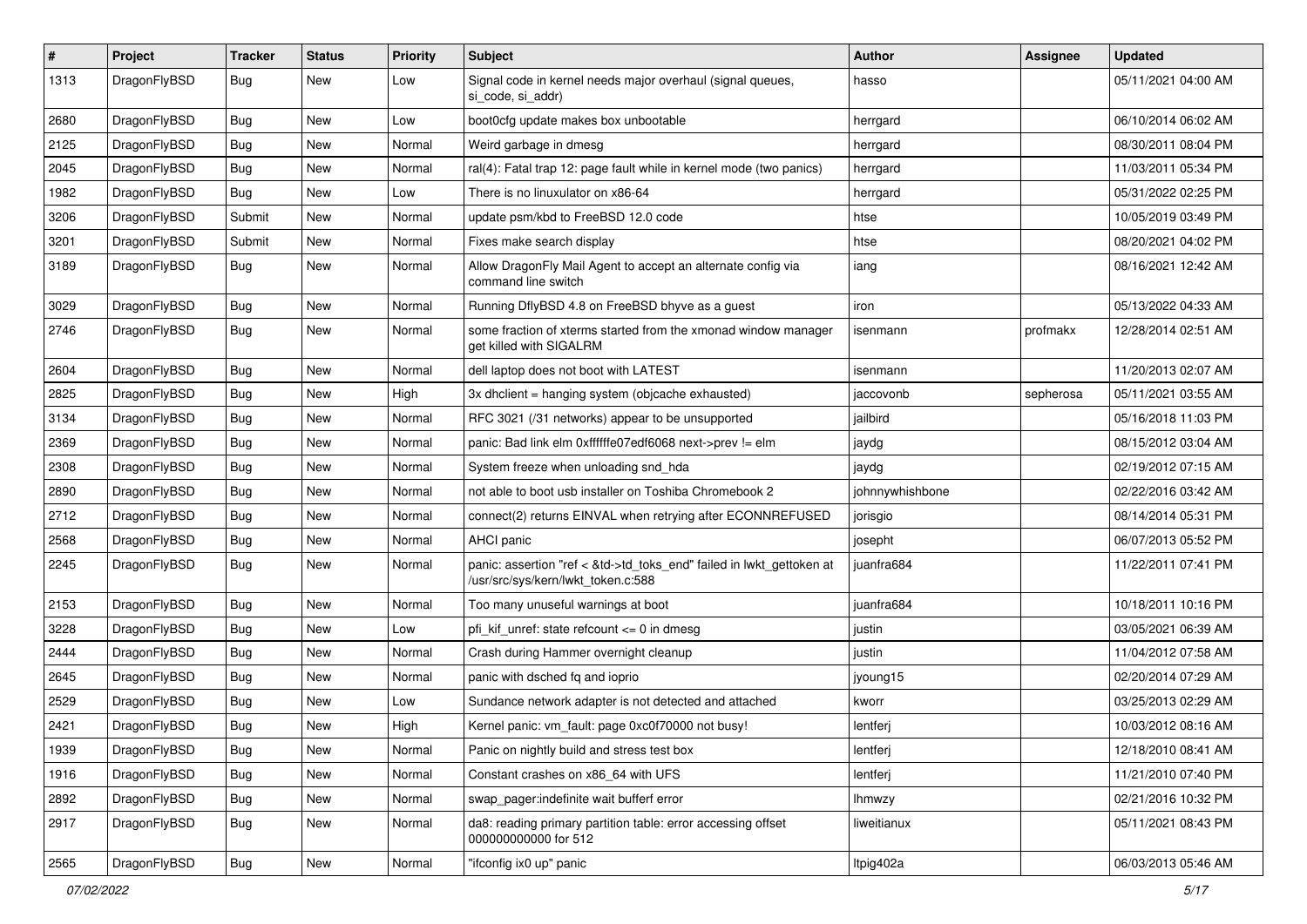| # | Project | Tracker | Status | Priority | Subject | Author | Assignee | Updated |
|---|---|---|---|---|---|---|---|---|
| 1313 | DragonFlyBSD | Bug | New | Low | Signal code in kernel needs major overhaul (signal queues, si_code, si_addr) | hasso | | 05/11/2021 04:00 AM |
| 2680 | DragonFlyBSD | Bug | New | Low | boot0cfg update makes box unbootable | herrgard | | 06/10/2014 06:02 AM |
| 2125 | DragonFlyBSD | Bug | New | Normal | Weird garbage in dmesg | herrgard | | 08/30/2011 08:04 PM |
| 2045 | DragonFlyBSD | Bug | New | Normal | ral(4): Fatal trap 12: page fault while in kernel mode (two panics) | herrgard | | 11/03/2011 05:34 PM |
| 1982 | DragonFlyBSD | Bug | New | Low | There is no linuxulator on x86-64 | herrgard | | 05/31/2022 02:25 PM |
| 3206 | DragonFlyBSD | Submit | New | Normal | update psm/kbd to FreeBSD 12.0 code | htse | | 10/05/2019 03:49 PM |
| 3201 | DragonFlyBSD | Submit | New | Normal | Fixes make search display | htse | | 08/20/2021 04:02 PM |
| 3189 | DragonFlyBSD | Bug | New | Normal | Allow DragonFly Mail Agent to accept an alternate config via command line switch | iang | | 08/16/2021 12:42 AM |
| 3029 | DragonFlyBSD | Bug | New | Normal | Running DflyBSD 4.8 on FreeBSD bhyve as a guest | iron | | 05/13/2022 04:33 AM |
| 2746 | DragonFlyBSD | Bug | New | Normal | some fraction of xterms started from the xmonad window manager get killed with SIGALRM | isenmann | profmakx | 12/28/2014 02:51 AM |
| 2604 | DragonFlyBSD | Bug | New | Normal | dell laptop does not boot with LATEST | isenmann | | 11/20/2013 02:07 AM |
| 2825 | DragonFlyBSD | Bug | New | High | 3x dhclient = hanging system (objcache exhausted) | jaccovonb | sepherosa | 05/11/2021 03:55 AM |
| 3134 | DragonFlyBSD | Bug | New | Normal | RFC 3021 (/31 networks) appear to be unsupported | jailbird | | 05/16/2018 11:03 PM |
| 2369 | DragonFlyBSD | Bug | New | Normal | panic: Bad link elm 0xffffffe07edf6068 next->prev != elm | jaydg | | 08/15/2012 03:04 AM |
| 2308 | DragonFlyBSD | Bug | New | Normal | System freeze when unloading snd_hda | jaydg | | 02/19/2012 07:15 AM |
| 2890 | DragonFlyBSD | Bug | New | Normal | not able to boot usb installer on Toshiba Chromebook 2 | johnnywhishbone | | 02/22/2016 03:42 AM |
| 2712 | DragonFlyBSD | Bug | New | Normal | connect(2) returns EINVAL when retrying after ECONNREFUSED | jorisgio | | 08/14/2014 05:31 PM |
| 2568 | DragonFlyBSD | Bug | New | Normal | AHCI panic | josepht | | 06/07/2013 05:52 PM |
| 2245 | DragonFlyBSD | Bug | New | Normal | panic: assertion "ref < &td->td_toks_end" failed in lwkt_gettoken at /usr/src/sys/kern/lwkt_token.c:588 | juanfra684 | | 11/22/2011 07:41 PM |
| 2153 | DragonFlyBSD | Bug | New | Normal | Too many unuseful warnings at boot | juanfra684 | | 10/18/2011 10:16 PM |
| 3228 | DragonFlyBSD | Bug | New | Low | pfi_kif_unref: state refcount <= 0 in dmesg | justin | | 03/05/2021 06:39 AM |
| 2444 | DragonFlyBSD | Bug | New | Normal | Crash during Hammer overnight cleanup | justin | | 11/04/2012 07:58 AM |
| 2645 | DragonFlyBSD | Bug | New | Normal | panic with dsched fq and ioprio | jyoung15 | | 02/20/2014 07:29 AM |
| 2529 | DragonFlyBSD | Bug | New | Low | Sundance network adapter is not detected and attached | kworr | | 03/25/2013 02:29 AM |
| 2421 | DragonFlyBSD | Bug | New | High | Kernel panic: vm_fault: page 0xc0f70000 not busy! | lentferj | | 10/03/2012 08:16 AM |
| 1939 | DragonFlyBSD | Bug | New | Normal | Panic on nightly build and stress test box | lentferj | | 12/18/2010 08:41 AM |
| 1916 | DragonFlyBSD | Bug | New | Normal | Constant crashes on x86_64 with UFS | lentferj | | 11/21/2010 07:40 PM |
| 2892 | DragonFlyBSD | Bug | New | Normal | swap_pager:indefinite wait bufferf error | lhmwzy | | 02/21/2016 10:32 PM |
| 2917 | DragonFlyBSD | Bug | New | Normal | da8: reading primary partition table: error accessing offset 000000000000 for 512 | liweitianux | | 05/11/2021 08:43 PM |
| 2565 | DragonFlyBSD | Bug | New | Normal | "ifconfig ix0 up" panic | ltpig402a | | 06/03/2013 05:46 AM |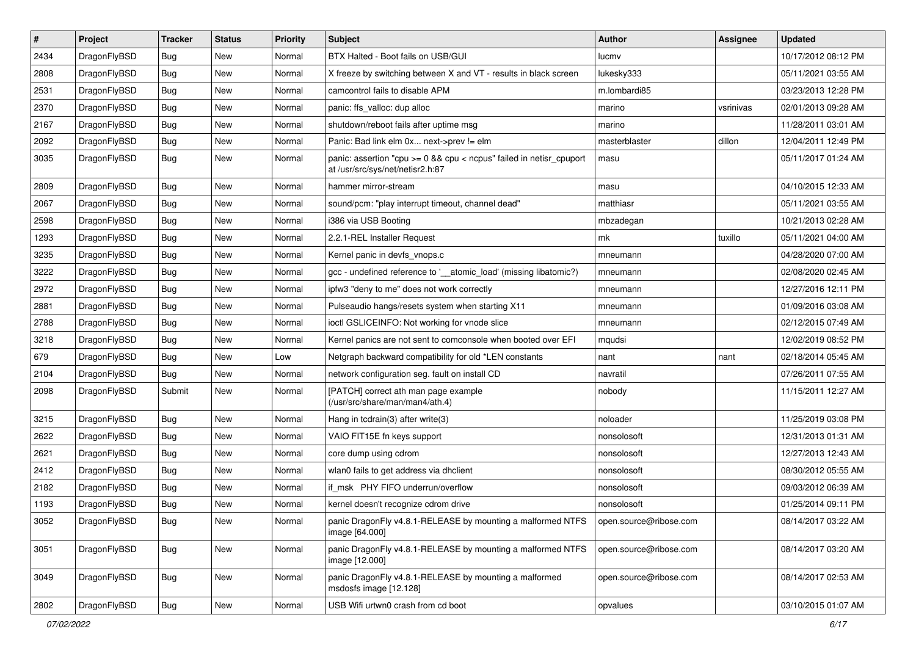| # | Project | Tracker | Status | Priority | Subject | Author | Assignee | Updated |
|---|---|---|---|---|---|---|---|---|
| 2434 | DragonFlyBSD | Bug | New | Normal | BTX Halted - Boot fails on USB/GUI | lucmv | | 10/17/2012 08:12 PM |
| 2808 | DragonFlyBSD | Bug | New | Normal | X freeze by switching between X and VT - results in black screen | lukesky333 | | 05/11/2021 03:55 AM |
| 2531 | DragonFlyBSD | Bug | New | Normal | camcontrol fails to disable APM | m.lombardi85 | | 03/23/2013 12:28 PM |
| 2370 | DragonFlyBSD | Bug | New | Normal | panic: ffs_valloc: dup alloc | marino | vsrinivas | 02/01/2013 09:28 AM |
| 2167 | DragonFlyBSD | Bug | New | Normal | shutdown/reboot fails after uptime msg | marino | | 11/28/2011 03:01 AM |
| 2092 | DragonFlyBSD | Bug | New | Normal | Panic: Bad link elm 0x... next->prev != elm | masterblaster | dillon | 12/04/2011 12:49 PM |
| 3035 | DragonFlyBSD | Bug | New | Normal | panic: assertion "cpu >= 0 && cpu < ncpus" failed in netisr_cpuport at /usr/src/sys/net/netisr2.h:87 | masu | | 05/11/2017 01:24 AM |
| 2809 | DragonFlyBSD | Bug | New | Normal | hammer mirror-stream | masu | | 04/10/2015 12:33 AM |
| 2067 | DragonFlyBSD | Bug | New | Normal | sound/pcm: "play interrupt timeout, channel dead" | matthiasr | | 05/11/2021 03:55 AM |
| 2598 | DragonFlyBSD | Bug | New | Normal | i386 via USB Booting | mbzadegan | | 10/21/2013 02:28 AM |
| 1293 | DragonFlyBSD | Bug | New | Normal | 2.2.1-REL Installer Request | mk | tuxillo | 05/11/2021 04:00 AM |
| 3235 | DragonFlyBSD | Bug | New | Normal | Kernel panic in devfs_vnops.c | mneumann | | 04/28/2020 07:00 AM |
| 3222 | DragonFlyBSD | Bug | New | Normal | gcc - undefined reference to '__atomic_load' (missing libatomic?) | mneumann | | 02/08/2020 02:45 AM |
| 2972 | DragonFlyBSD | Bug | New | Normal | ipfw3 "deny to me" does not work correctly | mneumann | | 12/27/2016 12:11 PM |
| 2881 | DragonFlyBSD | Bug | New | Normal | Pulseaudio hangs/resets system when starting X11 | mneumann | | 01/09/2016 03:08 AM |
| 2788 | DragonFlyBSD | Bug | New | Normal | ioctl GSLICEINFO: Not working for vnode slice | mneumann | | 02/12/2015 07:49 AM |
| 3218 | DragonFlyBSD | Bug | New | Normal | Kernel panics are not sent to comconsole when booted over EFI | mqudsi | | 12/02/2019 08:52 PM |
| 679 | DragonFlyBSD | Bug | New | Low | Netgraph backward compatibility for old *LEN constants | nant | nant | 02/18/2014 05:45 AM |
| 2104 | DragonFlyBSD | Bug | New | Normal | network configuration seg. fault on install CD | navratil | | 07/26/2011 07:55 AM |
| 2098 | DragonFlyBSD | Submit | New | Normal | [PATCH] correct ath man page example (/usr/src/share/man/man4/ath.4) | nobody | | 11/15/2011 12:27 AM |
| 3215 | DragonFlyBSD | Bug | New | Normal | Hang in tcdrain(3) after write(3) | noloader | | 11/25/2019 03:08 PM |
| 2622 | DragonFlyBSD | Bug | New | Normal | VAIO FIT15E fn keys support | nonsolosoft | | 12/31/2013 01:31 AM |
| 2621 | DragonFlyBSD | Bug | New | Normal | core dump using cdrom | nonsolosoft | | 12/27/2013 12:43 AM |
| 2412 | DragonFlyBSD | Bug | New | Normal | wlan0 fails to get address via dhclient | nonsolosoft | | 08/30/2012 05:55 AM |
| 2182 | DragonFlyBSD | Bug | New | Normal | if_msk PHY FIFO underrun/overflow | nonsolosoft | | 09/03/2012 06:39 AM |
| 1193 | DragonFlyBSD | Bug | New | Normal | kernel doesn't recognize cdrom drive | nonsolosoft | | 01/25/2014 09:11 PM |
| 3052 | DragonFlyBSD | Bug | New | Normal | panic DragonFly v4.8.1-RELEASE by mounting a malformed NTFS image [64.000] | open.source@ribose.com | | 08/14/2017 03:22 AM |
| 3051 | DragonFlyBSD | Bug | New | Normal | panic DragonFly v4.8.1-RELEASE by mounting a malformed NTFS image [12.000] | open.source@ribose.com | | 08/14/2017 03:20 AM |
| 3049 | DragonFlyBSD | Bug | New | Normal | panic DragonFly v4.8.1-RELEASE by mounting a malformed msdosfs image [12.128] | open.source@ribose.com | | 08/14/2017 02:53 AM |
| 2802 | DragonFlyBSD | Bug | New | Normal | USB Wifi urtwn0 crash from cd boot | opvalues | | 03/10/2015 01:07 AM |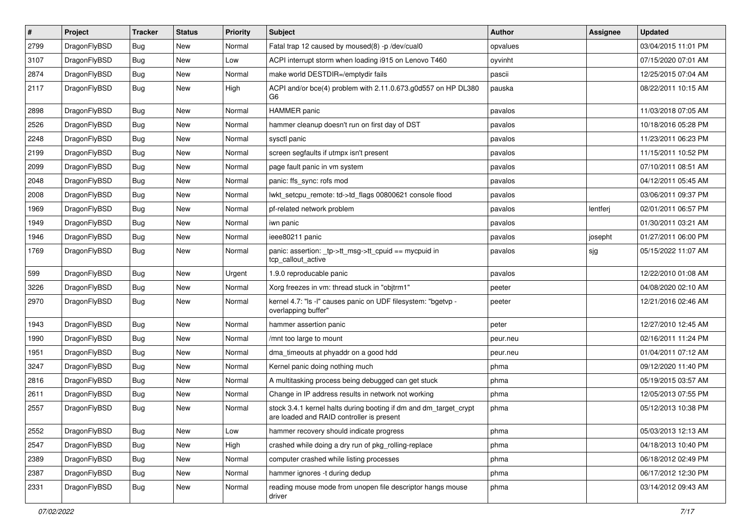| # | Project | Tracker | Status | Priority | Subject | Author | Assignee | Updated |
|---|---|---|---|---|---|---|---|---|
| 2799 | DragonFlyBSD | Bug | New | Normal | Fatal trap 12 caused by moused(8) -p /dev/cual0 | opvalues | | 03/04/2015 11:01 PM |
| 3107 | DragonFlyBSD | Bug | New | Low | ACPI interrupt storm when loading i915 on Lenovo T460 | oyvinht | | 07/15/2020 07:01 AM |
| 2874 | DragonFlyBSD | Bug | New | Normal | make world DESTDIR=/emptydir fails | pascii | | 12/25/2015 07:04 AM |
| 2117 | DragonFlyBSD | Bug | New | High | ACPI and/or bce(4) problem with 2.11.0.673.g0d557 on HP DL380 G6 | pauska | | 08/22/2011 10:15 AM |
| 2898 | DragonFlyBSD | Bug | New | Normal | HAMMER panic | pavalos | | 11/03/2018 07:05 AM |
| 2526 | DragonFlyBSD | Bug | New | Normal | hammer cleanup doesn't run on first day of DST | pavalos | | 10/18/2016 05:28 PM |
| 2248 | DragonFlyBSD | Bug | New | Normal | sysctl panic | pavalos | | 11/23/2011 06:23 PM |
| 2199 | DragonFlyBSD | Bug | New | Normal | screen segfaults if utmpx isn't present | pavalos | | 11/15/2011 10:52 PM |
| 2099 | DragonFlyBSD | Bug | New | Normal | page fault panic in vm system | pavalos | | 07/10/2011 08:51 AM |
| 2048 | DragonFlyBSD | Bug | New | Normal | panic: ffs_sync: rofs mod | pavalos | | 04/12/2011 05:45 AM |
| 2008 | DragonFlyBSD | Bug | New | Normal | lwkt_setcpu_remote: td->td_flags 00800621 console flood | pavalos | | 03/06/2011 09:37 PM |
| 1969 | DragonFlyBSD | Bug | New | Normal | pf-related network problem | pavalos | lentferj | 02/01/2011 06:57 PM |
| 1949 | DragonFlyBSD | Bug | New | Normal | iwn panic | pavalos | | 01/30/2011 03:21 AM |
| 1946 | DragonFlyBSD | Bug | New | Normal | ieee80211 panic | pavalos | josepht | 01/27/2011 06:00 PM |
| 1769 | DragonFlyBSD | Bug | New | Normal | panic: assertion: _tp->tt_msg->tt_cpuid == mycpuid in tcp_callout_active | pavalos | sjg | 05/15/2022 11:07 AM |
| 599 | DragonFlyBSD | Bug | New | Urgent | 1.9.0 reproducable panic | pavalos | | 12/22/2010 01:08 AM |
| 3226 | DragonFlyBSD | Bug | New | Normal | Xorg freezes in vm: thread stuck in "objtrm1" | peeter | | 04/08/2020 02:10 AM |
| 2970 | DragonFlyBSD | Bug | New | Normal | kernel 4.7: "ls -l" causes panic on UDF filesystem: "bgetvp - overlapping buffer" | peeter | | 12/21/2016 02:46 AM |
| 1943 | DragonFlyBSD | Bug | New | Normal | hammer assertion panic | peter | | 12/27/2010 12:45 AM |
| 1990 | DragonFlyBSD | Bug | New | Normal | /mnt too large to mount | peur.neu | | 02/16/2011 11:24 PM |
| 1951 | DragonFlyBSD | Bug | New | Normal | dma_timeouts at phyaddr on a good hdd | peur.neu | | 01/04/2011 07:12 AM |
| 3247 | DragonFlyBSD | Bug | New | Normal | Kernel panic doing nothing much | phma | | 09/12/2020 11:40 PM |
| 2816 | DragonFlyBSD | Bug | New | Normal | A multitasking process being debugged can get stuck | phma | | 05/19/2015 03:57 AM |
| 2611 | DragonFlyBSD | Bug | New | Normal | Change in IP address results in network not working | phma | | 12/05/2013 07:55 PM |
| 2557 | DragonFlyBSD | Bug | New | Normal | stock 3.4.1 kernel halts during booting if dm and dm_target_crypt are loaded and RAID controller is present | phma | | 05/12/2013 10:38 PM |
| 2552 | DragonFlyBSD | Bug | New | Low | hammer recovery should indicate progress | phma | | 05/03/2013 12:13 AM |
| 2547 | DragonFlyBSD | Bug | New | High | crashed while doing a dry run of pkg_rolling-replace | phma | | 04/18/2013 10:40 PM |
| 2389 | DragonFlyBSD | Bug | New | Normal | computer crashed while listing processes | phma | | 06/18/2012 02:49 PM |
| 2387 | DragonFlyBSD | Bug | New | Normal | hammer ignores -t during dedup | phma | | 06/17/2012 12:30 PM |
| 2331 | DragonFlyBSD | Bug | New | Normal | reading mouse mode from unopen file descriptor hangs mouse driver | phma | | 03/14/2012 09:43 AM |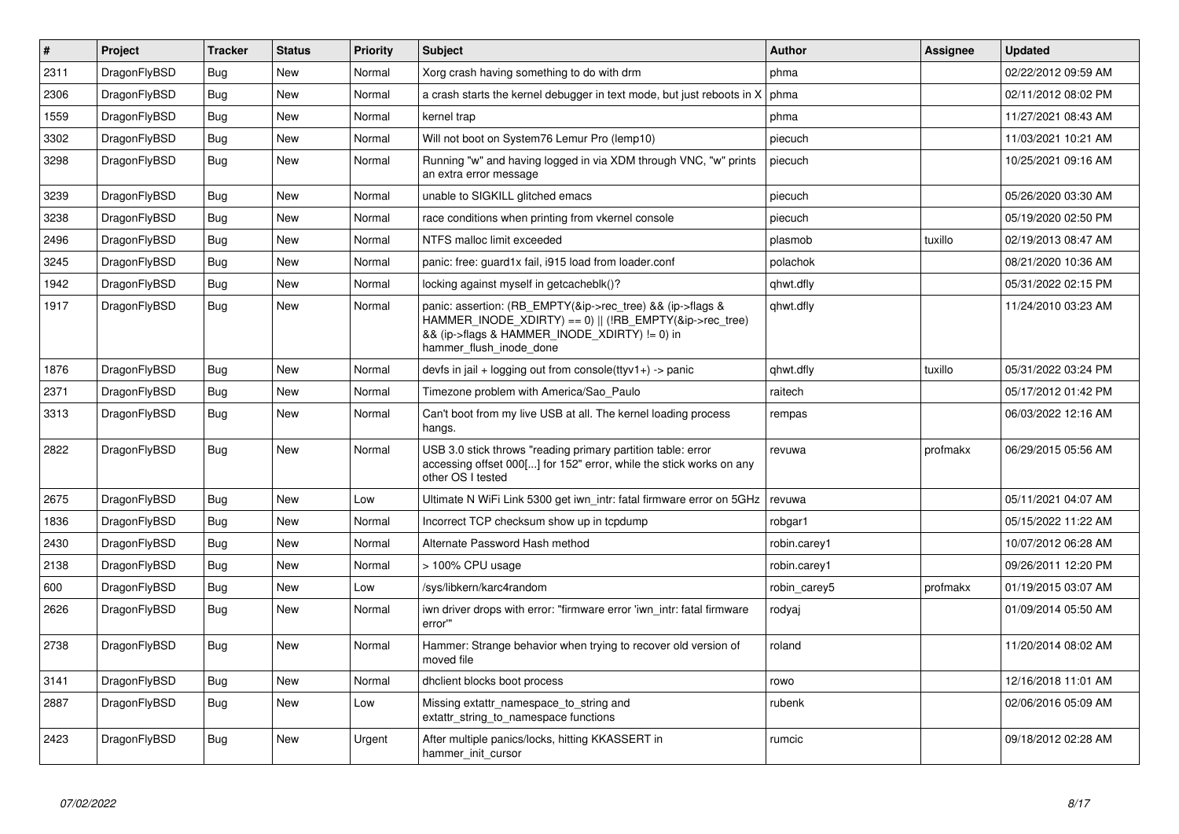| # | Project | Tracker | Status | Priority | Subject | Author | Assignee | Updated |
|---|---|---|---|---|---|---|---|---|
| 2311 | DragonFlyBSD | Bug | New | Normal | Xorg crash having something to do with drm | phma | | 02/22/2012 09:59 AM |
| 2306 | DragonFlyBSD | Bug | New | Normal | a crash starts the kernel debugger in text mode, but just reboots in X | phma | | 02/11/2012 08:02 PM |
| 1559 | DragonFlyBSD | Bug | New | Normal | kernel trap | phma | | 11/27/2021 08:43 AM |
| 3302 | DragonFlyBSD | Bug | New | Normal | Will not boot on System76 Lemur Pro (lemp10) | piecuch | | 11/03/2021 10:21 AM |
| 3298 | DragonFlyBSD | Bug | New | Normal | Running "w" and having logged in via XDM through VNC, "w" prints an extra error message | piecuch | | 10/25/2021 09:16 AM |
| 3239 | DragonFlyBSD | Bug | New | Normal | unable to SIGKILL glitched emacs | piecuch | | 05/26/2020 03:30 AM |
| 3238 | DragonFlyBSD | Bug | New | Normal | race conditions when printing from vkernel console | piecuch | | 05/19/2020 02:50 PM |
| 2496 | DragonFlyBSD | Bug | New | Normal | NTFS malloc limit exceeded | plasmob | tuxillo | 02/19/2013 08:47 AM |
| 3245 | DragonFlyBSD | Bug | New | Normal | panic: free: guard1x fail, i915 load from loader.conf | polachok | | 08/21/2020 10:36 AM |
| 1942 | DragonFlyBSD | Bug | New | Normal | locking against myself in getcacheblk()? | qhwt.dfly | | 05/31/2022 02:15 PM |
| 1917 | DragonFlyBSD | Bug | New | Normal | panic: assertion: (RB_EMPTY(&ip->rec_tree) && (ip->flags & HAMMER_INODE_XDIRTY) == 0) \|\| (!RB_EMPTY(&ip->rec_tree) && (ip->flags & HAMMER_INODE_XDIRTY) != 0) in hammer_flush_inode_done | qhwt.dfly | | 11/24/2010 03:23 AM |
| 1876 | DragonFlyBSD | Bug | New | Normal | devfs in jail + logging out from console(ttyv1+) -> panic | qhwt.dfly | tuxillo | 05/31/2022 03:24 PM |
| 2371 | DragonFlyBSD | Bug | New | Normal | Timezone problem with America/Sao_Paulo | raitech | | 05/17/2012 01:42 PM |
| 3313 | DragonFlyBSD | Bug | New | Normal | Can't boot from my live USB at all. The kernel loading process hangs. | rempas | | 06/03/2022 12:16 AM |
| 2822 | DragonFlyBSD | Bug | New | Normal | USB 3.0 stick throws "reading primary partition table: error accessing offset 000[...] for 152" error, while the stick works on any other OS I tested | revuwa | profmakx | 06/29/2015 05:56 AM |
| 2675 | DragonFlyBSD | Bug | New | Low | Ultimate N WiFi Link 5300 get iwn_intr: fatal firmware error on 5GHz | revuwa | | 05/11/2021 04:07 AM |
| 1836 | DragonFlyBSD | Bug | New | Normal | Incorrect TCP checksum show up in tcpdump | robgar1 | | 05/15/2022 11:22 AM |
| 2430 | DragonFlyBSD | Bug | New | Normal | Alternate Password Hash method | robin.carey1 | | 10/07/2012 06:28 AM |
| 2138 | DragonFlyBSD | Bug | New | Normal | > 100% CPU usage | robin.carey1 | | 09/26/2011 12:20 PM |
| 600 | DragonFlyBSD | Bug | New | Low | /sys/libkern/karc4random | robin_carey5 | profmakx | 01/19/2015 03:07 AM |
| 2626 | DragonFlyBSD | Bug | New | Normal | iwn driver drops with error: "firmware error 'iwn_intr: fatal firmware error'" | rodyaj | | 01/09/2014 05:50 AM |
| 2738 | DragonFlyBSD | Bug | New | Normal | Hammer: Strange behavior when trying to recover old version of moved file | roland | | 11/20/2014 08:02 AM |
| 3141 | DragonFlyBSD | Bug | New | Normal | dhclient blocks boot process | rowo | | 12/16/2018 11:01 AM |
| 2887 | DragonFlyBSD | Bug | New | Low | Missing extattr_namespace_to_string and extattr_string_to_namespace functions | rubenk | | 02/06/2016 05:09 AM |
| 2423 | DragonFlyBSD | Bug | New | Urgent | After multiple panics/locks, hitting KKASSERT in hammer_init_cursor | rumcic | | 09/18/2012 02:28 AM |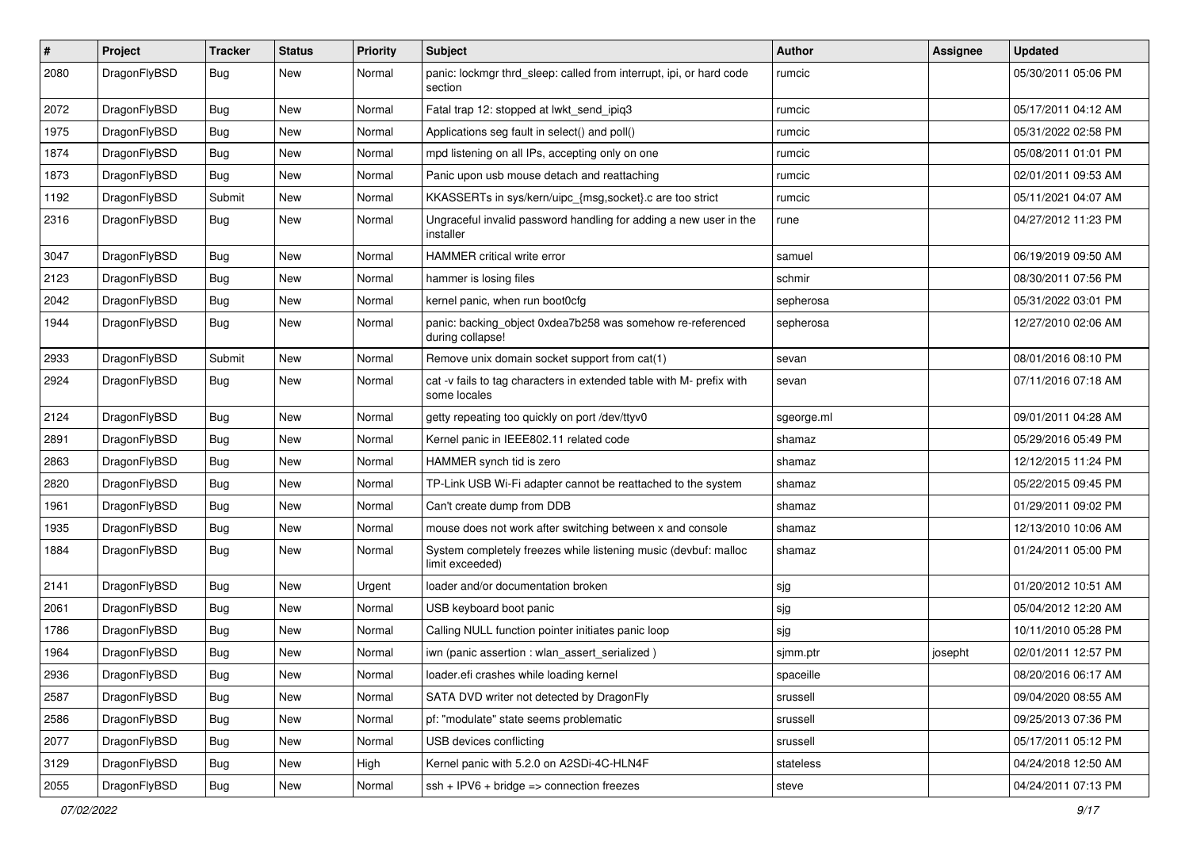| # | Project | Tracker | Status | Priority | Subject | Author | Assignee | Updated |
|---|---|---|---|---|---|---|---|---|
| 2080 | DragonFlyBSD | Bug | New | Normal | panic: lockmgr thrd_sleep: called from interrupt, ipi, or hard code section | rumcic | | 05/30/2011 05:06 PM |
| 2072 | DragonFlyBSD | Bug | New | Normal | Fatal trap 12: stopped at lwkt_send_ipiq3 | rumcic | | 05/17/2011 04:12 AM |
| 1975 | DragonFlyBSD | Bug | New | Normal | Applications seg fault in select() and poll() | rumcic | | 05/31/2022 02:58 PM |
| 1874 | DragonFlyBSD | Bug | New | Normal | mpd listening on all IPs, accepting only on one | rumcic | | 05/08/2011 01:01 PM |
| 1873 | DragonFlyBSD | Bug | New | Normal | Panic upon usb mouse detach and reattaching | rumcic | | 02/01/2011 09:53 AM |
| 1192 | DragonFlyBSD | Submit | New | Normal | KKASSERTs in sys/kern/uipc_{msg,socket}.c are too strict | rumcic | | 05/11/2021 04:07 AM |
| 2316 | DragonFlyBSD | Bug | New | Normal | Ungraceful invalid password handling for adding a new user in the installer | rune | | 04/27/2012 11:23 PM |
| 3047 | DragonFlyBSD | Bug | New | Normal | HAMMER critical write error | samuel | | 06/19/2019 09:50 AM |
| 2123 | DragonFlyBSD | Bug | New | Normal | hammer is losing files | schmir | | 08/30/2011 07:56 PM |
| 2042 | DragonFlyBSD | Bug | New | Normal | kernel panic, when run boot0cfg | sepherosa | | 05/31/2022 03:01 PM |
| 1944 | DragonFlyBSD | Bug | New | Normal | panic: backing_object 0xdea7b258 was somehow re-referenced during collapse! | sepherosa | | 12/27/2010 02:06 AM |
| 2933 | DragonFlyBSD | Submit | New | Normal | Remove unix domain socket support from cat(1) | sevan | | 08/01/2016 08:10 PM |
| 2924 | DragonFlyBSD | Bug | New | Normal | cat -v fails to tag characters in extended table with M- prefix with some locales | sevan | | 07/11/2016 07:18 AM |
| 2124 | DragonFlyBSD | Bug | New | Normal | getty repeating too quickly on port /dev/ttyv0 | sgeorge.ml | | 09/01/2011 04:28 AM |
| 2891 | DragonFlyBSD | Bug | New | Normal | Kernel panic in IEEE802.11 related code | shamaz | | 05/29/2016 05:49 PM |
| 2863 | DragonFlyBSD | Bug | New | Normal | HAMMER synch tid is zero | shamaz | | 12/12/2015 11:24 PM |
| 2820 | DragonFlyBSD | Bug | New | Normal | TP-Link USB Wi-Fi adapter cannot be reattached to the system | shamaz | | 05/22/2015 09:45 PM |
| 1961 | DragonFlyBSD | Bug | New | Normal | Can't create dump from DDB | shamaz | | 01/29/2011 09:02 PM |
| 1935 | DragonFlyBSD | Bug | New | Normal | mouse does not work after switching between x and console | shamaz | | 12/13/2010 10:06 AM |
| 1884 | DragonFlyBSD | Bug | New | Normal | System completely freezes while listening music (devbuf: malloc limit exceeded) | shamaz | | 01/24/2011 05:00 PM |
| 2141 | DragonFlyBSD | Bug | New | Urgent | loader and/or documentation broken | sjg | | 01/20/2012 10:51 AM |
| 2061 | DragonFlyBSD | Bug | New | Normal | USB keyboard boot panic | sjg | | 05/04/2012 12:20 AM |
| 1786 | DragonFlyBSD | Bug | New | Normal | Calling NULL function pointer initiates panic loop | sjg | | 10/11/2010 05:28 PM |
| 1964 | DragonFlyBSD | Bug | New | Normal | iwn (panic assertion : wlan_assert_serialized ) | sjmm.ptr | josepht | 02/01/2011 12:57 PM |
| 2936 | DragonFlyBSD | Bug | New | Normal | loader.efi crashes while loading kernel | spaceille | | 08/20/2016 06:17 AM |
| 2587 | DragonFlyBSD | Bug | New | Normal | SATA DVD writer not detected by DragonFly | srussell | | 09/04/2020 08:55 AM |
| 2586 | DragonFlyBSD | Bug | New | Normal | pf: "modulate" state seems problematic | srussell | | 09/25/2013 07:36 PM |
| 2077 | DragonFlyBSD | Bug | New | Normal | USB devices conflicting | srussell | | 05/17/2011 05:12 PM |
| 3129 | DragonFlyBSD | Bug | New | High | Kernel panic with 5.2.0 on A2SDi-4C-HLN4F | stateless | | 04/24/2018 12:50 AM |
| 2055 | DragonFlyBSD | Bug | New | Normal | ssh + IPV6 + bridge => connection freezes | steve | | 04/24/2011 07:13 PM |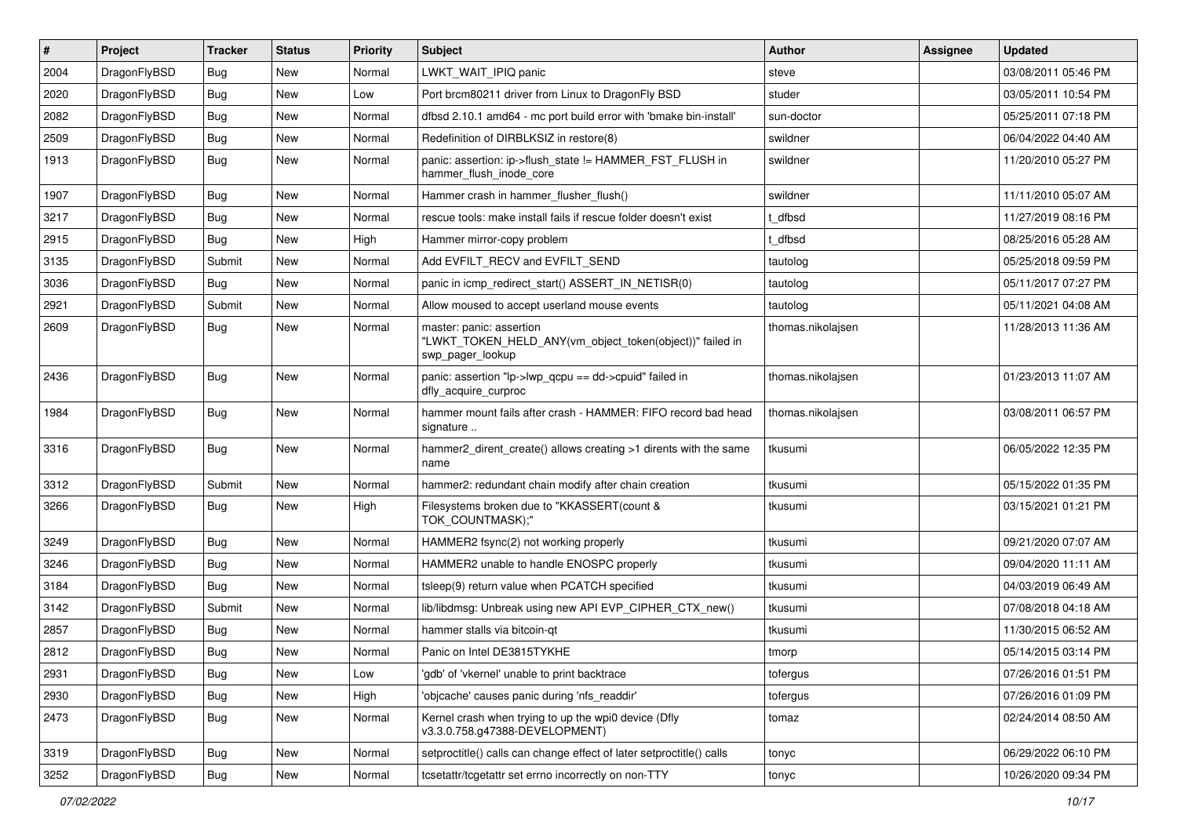| # | Project | Tracker | Status | Priority | Subject | Author | Assignee | Updated |
|---|---|---|---|---|---|---|---|---|
| 2004 | DragonFlyBSD | Bug | New | Normal | LWKT_WAIT_IPIQ panic | steve | | 03/08/2011 05:46 PM |
| 2020 | DragonFlyBSD | Bug | New | Low | Port brcm80211 driver from Linux to DragonFly BSD | studer | | 03/05/2011 10:54 PM |
| 2082 | DragonFlyBSD | Bug | New | Normal | dfbsd 2.10.1 amd64 - mc port build error with 'bmake bin-install' | sun-doctor | | 05/25/2011 07:18 PM |
| 2509 | DragonFlyBSD | Bug | New | Normal | Redefinition of DIRBLKSIZ in restore(8) | swildner | | 06/04/2022 04:40 AM |
| 1913 | DragonFlyBSD | Bug | New | Normal | panic: assertion: ip->flush_state != HAMMER_FST_FLUSH in hammer_flush_inode_core | swildner | | 11/20/2010 05:27 PM |
| 1907 | DragonFlyBSD | Bug | New | Normal | Hammer crash in hammer_flusher_flush() | swildner | | 11/11/2010 05:07 AM |
| 3217 | DragonFlyBSD | Bug | New | Normal | rescue tools: make install fails if rescue folder doesn't exist | t_dfbsd | | 11/27/2019 08:16 PM |
| 2915 | DragonFlyBSD | Bug | New | High | Hammer mirror-copy problem | t_dfbsd | | 08/25/2016 05:28 AM |
| 3135 | DragonFlyBSD | Submit | New | Normal | Add EVFILT_RECV and EVFILT_SEND | tautolog | | 05/25/2018 09:59 PM |
| 3036 | DragonFlyBSD | Bug | New | Normal | panic in icmp_redirect_start() ASSERT_IN_NETISR(0) | tautolog | | 05/11/2017 07:27 PM |
| 2921 | DragonFlyBSD | Submit | New | Normal | Allow moused to accept userland mouse events | tautolog | | 05/11/2021 04:08 AM |
| 2609 | DragonFlyBSD | Bug | New | Normal | master: panic: assertion "LWKT_TOKEN_HELD_ANY(vm_object_token(object))" failed in swp_pager_lookup | thomas.nikolajsen | | 11/28/2013 11:36 AM |
| 2436 | DragonFlyBSD | Bug | New | Normal | panic: assertion "lp->lwp_qcpu == dd->cpuid" failed in dfly_acquire_curproc | thomas.nikolajsen | | 01/23/2013 11:07 AM |
| 1984 | DragonFlyBSD | Bug | New | Normal | hammer mount fails after crash - HAMMER: FIFO record bad head signature .. | thomas.nikolajsen | | 03/08/2011 06:57 PM |
| 3316 | DragonFlyBSD | Bug | New | Normal | hammer2_dirent_create() allows creating >1 dirents with the same name | tkusumi | | 06/05/2022 12:35 PM |
| 3312 | DragonFlyBSD | Submit | New | Normal | hammer2: redundant chain modify after chain creation | tkusumi | | 05/15/2022 01:35 PM |
| 3266 | DragonFlyBSD | Bug | New | High | Filesystems broken due to "KKASSERT(count & TOK_COUNTMASK);" | tkusumi | | 03/15/2021 01:21 PM |
| 3249 | DragonFlyBSD | Bug | New | Normal | HAMMER2 fsync(2) not working properly | tkusumi | | 09/21/2020 07:07 AM |
| 3246 | DragonFlyBSD | Bug | New | Normal | HAMMER2 unable to handle ENOSPC properly | tkusumi | | 09/04/2020 11:11 AM |
| 3184 | DragonFlyBSD | Bug | New | Normal | tsleep(9) return value when PCATCH specified | tkusumi | | 04/03/2019 06:49 AM |
| 3142 | DragonFlyBSD | Submit | New | Normal | lib/libdmsg: Unbreak using new API EVP_CIPHER_CTX_new() | tkusumi | | 07/08/2018 04:18 AM |
| 2857 | DragonFlyBSD | Bug | New | Normal | hammer stalls via bitcoin-qt | tkusumi | | 11/30/2015 06:52 AM |
| 2812 | DragonFlyBSD | Bug | New | Normal | Panic on Intel DE3815TYKHE | tmorp | | 05/14/2015 03:14 PM |
| 2931 | DragonFlyBSD | Bug | New | Low | 'gdb' of 'vkernel' unable to print backtrace | tofergus | | 07/26/2016 01:51 PM |
| 2930 | DragonFlyBSD | Bug | New | High | 'objcache' causes panic during 'nfs_readdir' | tofergus | | 07/26/2016 01:09 PM |
| 2473 | DragonFlyBSD | Bug | New | Normal | Kernel crash when trying to up the wpi0 device (Dfly v3.3.0.758.g47388-DEVELOPMENT) | tomaz | | 02/24/2014 08:50 AM |
| 3319 | DragonFlyBSD | Bug | New | Normal | setproctitle() calls can change effect of later setproctitle() calls | tonyc | | 06/29/2022 06:10 PM |
| 3252 | DragonFlyBSD | Bug | New | Normal | tcsetattr/tcgetattr set errno incorrectly on non-TTY | tonyc | | 10/26/2020 09:34 PM |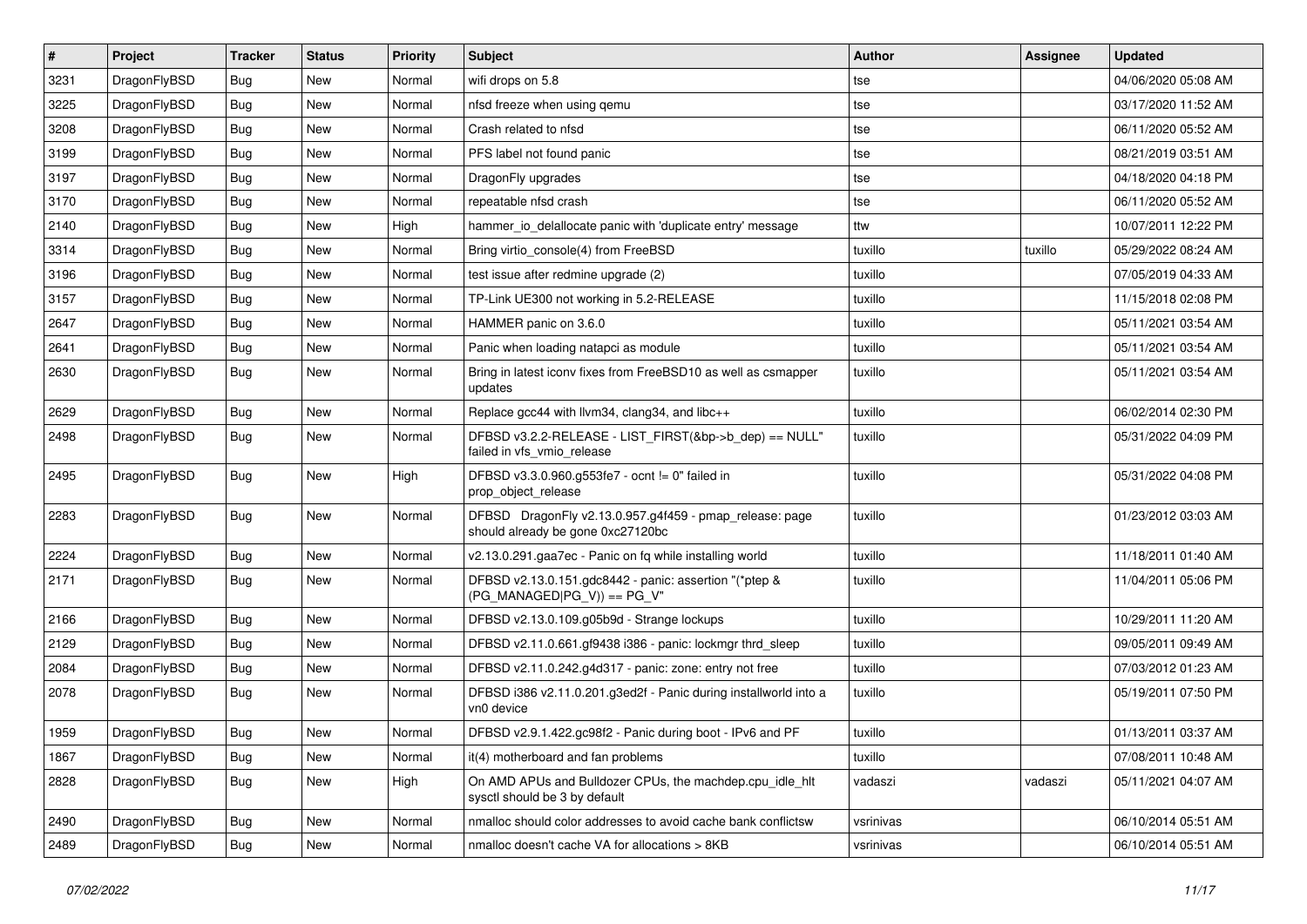| # | Project | Tracker | Status | Priority | Subject | Author | Assignee | Updated |
|---|---|---|---|---|---|---|---|---|
| 3231 | DragonFlyBSD | Bug | New | Normal | wifi drops on 5.8 | tse | | 04/06/2020 05:08 AM |
| 3225 | DragonFlyBSD | Bug | New | Normal | nfsd freeze when using qemu | tse | | 03/17/2020 11:52 AM |
| 3208 | DragonFlyBSD | Bug | New | Normal | Crash related to nfsd | tse | | 06/11/2020 05:52 AM |
| 3199 | DragonFlyBSD | Bug | New | Normal | PFS label not found panic | tse | | 08/21/2019 03:51 AM |
| 3197 | DragonFlyBSD | Bug | New | Normal | DragonFly upgrades | tse | | 04/18/2020 04:18 PM |
| 3170 | DragonFlyBSD | Bug | New | Normal | repeatable nfsd crash | tse | | 06/11/2020 05:52 AM |
| 2140 | DragonFlyBSD | Bug | New | High | hammer_io_delallocate panic with 'duplicate entry' message | ttw | | 10/07/2011 12:22 PM |
| 3314 | DragonFlyBSD | Bug | New | Normal | Bring virtio_console(4) from FreeBSD | tuxillo | tuxillo | 05/29/2022 08:24 AM |
| 3196 | DragonFlyBSD | Bug | New | Normal | test issue after redmine upgrade (2) | tuxillo | | 07/05/2019 04:33 AM |
| 3157 | DragonFlyBSD | Bug | New | Normal | TP-Link UE300 not working in 5.2-RELEASE | tuxillo | | 11/15/2018 02:08 PM |
| 2647 | DragonFlyBSD | Bug | New | Normal | HAMMER panic on 3.6.0 | tuxillo | | 05/11/2021 03:54 AM |
| 2641 | DragonFlyBSD | Bug | New | Normal | Panic when loading natapci as module | tuxillo | | 05/11/2021 03:54 AM |
| 2630 | DragonFlyBSD | Bug | New | Normal | Bring in latest iconv fixes from FreeBSD10 as well as csmapper updates | tuxillo | | 05/11/2021 03:54 AM |
| 2629 | DragonFlyBSD | Bug | New | Normal | Replace gcc44 with llvm34, clang34, and libc++ | tuxillo | | 06/02/2014 02:30 PM |
| 2498 | DragonFlyBSD | Bug | New | Normal | DFBSD v3.2.2-RELEASE - LIST_FIRST(&bp->b_dep) == NULL" failed in vfs_vmio_release | tuxillo | | 05/31/2022 04:09 PM |
| 2495 | DragonFlyBSD | Bug | New | High | DFBSD v3.3.0.960.g553fe7 - ocnt != 0" failed in prop_object_release | tuxillo | | 05/31/2022 04:08 PM |
| 2283 | DragonFlyBSD | Bug | New | Normal | DFBSD DragonFly v2.13.0.957.g4f459 - pmap_release: page should already be gone 0xc27120bc | tuxillo | | 01/23/2012 03:03 AM |
| 2224 | DragonFlyBSD | Bug | New | Normal | v2.13.0.291.gaa7ec - Panic on fq while installing world | tuxillo | | 11/18/2011 01:40 AM |
| 2171 | DragonFlyBSD | Bug | New | Normal | DFBSD v2.13.0.151.gdc8442 - panic: assertion "(*ptep & (PG_MANAGED\|PG_V)) == PG_V" | tuxillo | | 11/04/2011 05:06 PM |
| 2166 | DragonFlyBSD | Bug | New | Normal | DFBSD v2.13.0.109.g05b9d - Strange lockups | tuxillo | | 10/29/2011 11:20 AM |
| 2129 | DragonFlyBSD | Bug | New | Normal | DFBSD v2.11.0.661.gf9438 i386 - panic: lockmgr thrd_sleep | tuxillo | | 09/05/2011 09:49 AM |
| 2084 | DragonFlyBSD | Bug | New | Normal | DFBSD v2.11.0.242.g4d317 - panic: zone: entry not free | tuxillo | | 07/03/2012 01:23 AM |
| 2078 | DragonFlyBSD | Bug | New | Normal | DFBSD i386 v2.11.0.201.g3ed2f - Panic during installworld into a vn0 device | tuxillo | | 05/19/2011 07:50 PM |
| 1959 | DragonFlyBSD | Bug | New | Normal | DFBSD v2.9.1.422.gc98f2 - Panic during boot - IPv6 and PF | tuxillo | | 01/13/2011 03:37 AM |
| 1867 | DragonFlyBSD | Bug | New | Normal | it(4) motherboard and fan problems | tuxillo | | 07/08/2011 10:48 AM |
| 2828 | DragonFlyBSD | Bug | New | High | On AMD APUs and Bulldozer CPUs, the machdep.cpu_idle_hlt sysctl should be 3 by default | vadaszi | vadaszi | 05/11/2021 04:07 AM |
| 2490 | DragonFlyBSD | Bug | New | Normal | nmalloc should color addresses to avoid cache bank conflictsw | vsrinivas | | 06/10/2014 05:51 AM |
| 2489 | DragonFlyBSD | Bug | New | Normal | nmalloc doesn't cache VA for allocations > 8KB | vsrinivas | | 06/10/2014 05:51 AM |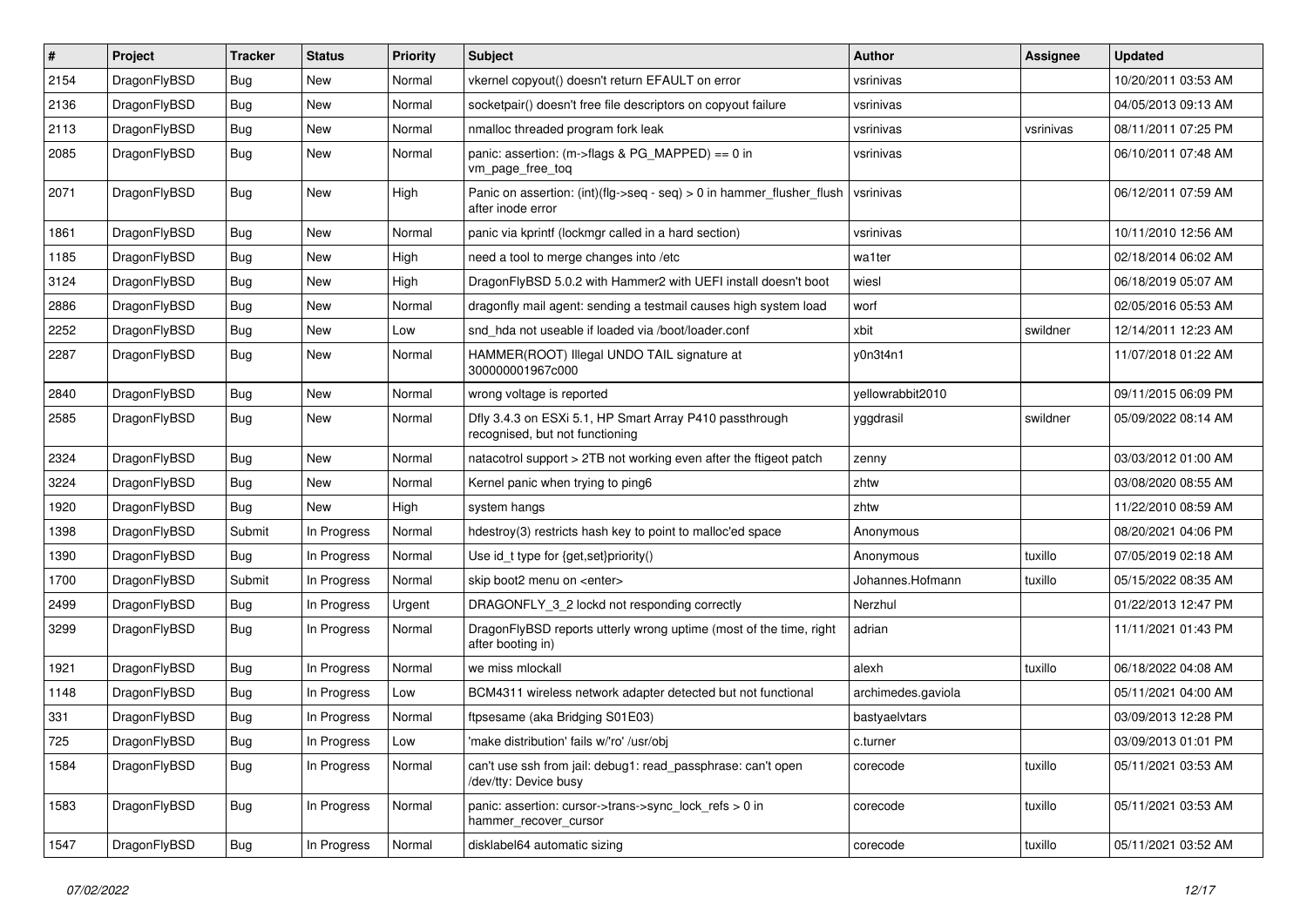| # | Project | Tracker | Status | Priority | Subject | Author | Assignee | Updated |
|---|---|---|---|---|---|---|---|---|
| 2154 | DragonFlyBSD | Bug | New | Normal | vkernel copyout() doesn't return EFAULT on error | vsrinivas | | 10/20/2011 03:53 AM |
| 2136 | DragonFlyBSD | Bug | New | Normal | socketpair() doesn't free file descriptors on copyout failure | vsrinivas | | 04/05/2013 09:13 AM |
| 2113 | DragonFlyBSD | Bug | New | Normal | nmalloc threaded program fork leak | vsrinivas | vsrinivas | 08/11/2011 07:25 PM |
| 2085 | DragonFlyBSD | Bug | New | Normal | panic: assertion: (m->flags & PG_MAPPED) == 0 in vm_page_free_toq | vsrinivas | | 06/10/2011 07:48 AM |
| 2071 | DragonFlyBSD | Bug | New | High | Panic on assertion: (int)(flg->seq - seq) > 0 in hammer_flusher_flush after inode error | vsrinivas | | 06/12/2011 07:59 AM |
| 1861 | DragonFlyBSD | Bug | New | Normal | panic via kprintf (lockmgr called in a hard section) | vsrinivas | | 10/11/2010 12:56 AM |
| 1185 | DragonFlyBSD | Bug | New | High | need a tool to merge changes into /etc | wa1ter | | 02/18/2014 06:02 AM |
| 3124 | DragonFlyBSD | Bug | New | High | DragonFlyBSD 5.0.2 with Hammer2 with UEFI install doesn't boot | wiesl | | 06/18/2019 05:07 AM |
| 2886 | DragonFlyBSD | Bug | New | Normal | dragonfly mail agent: sending a testmail causes high system load | worf | | 02/05/2016 05:53 AM |
| 2252 | DragonFlyBSD | Bug | New | Low | snd_hda not useable if loaded via /boot/loader.conf | xbit | swildner | 12/14/2011 12:23 AM |
| 2287 | DragonFlyBSD | Bug | New | Normal | HAMMER(ROOT) Illegal UNDO TAIL signature at 300000001967c000 | y0n3t4n1 | | 11/07/2018 01:22 AM |
| 2840 | DragonFlyBSD | Bug | New | Normal | wrong voltage is reported | yellowrabbit2010 | | 09/11/2015 06:09 PM |
| 2585 | DragonFlyBSD | Bug | New | Normal | Dfly 3.4.3 on ESXi 5.1, HP Smart Array P410 passthrough recognised, but not functioning | yggdrasil | swildner | 05/09/2022 08:14 AM |
| 2324 | DragonFlyBSD | Bug | New | Normal | natacotrol support > 2TB not working even after the ftigeot patch | zenny | | 03/03/2012 01:00 AM |
| 3224 | DragonFlyBSD | Bug | New | Normal | Kernel panic when trying to ping6 | zhtw | | 03/08/2020 08:55 AM |
| 1920 | DragonFlyBSD | Bug | New | High | system hangs | zhtw | | 11/22/2010 08:59 AM |
| 1398 | DragonFlyBSD | Submit | In Progress | Normal | hdestroy(3) restricts hash key to point to malloc'ed space | Anonymous | | 08/20/2021 04:06 PM |
| 1390 | DragonFlyBSD | Bug | In Progress | Normal | Use id_t type for {get,set}priority() | Anonymous | tuxillo | 07/05/2019 02:18 AM |
| 1700 | DragonFlyBSD | Submit | In Progress | Normal | skip boot2 menu on <enter> | Johannes.Hofmann | tuxillo | 05/15/2022 08:35 AM |
| 2499 | DragonFlyBSD | Bug | In Progress | Urgent | DRAGONFLY_3_2 lockd not responding correctly | Nerzhul | | 01/22/2013 12:47 PM |
| 3299 | DragonFlyBSD | Bug | In Progress | Normal | DragonFlyBSD reports utterly wrong uptime (most of the time, right after booting in) | adrian | | 11/11/2021 01:43 PM |
| 1921 | DragonFlyBSD | Bug | In Progress | Normal | we miss mlockall | alexh | tuxillo | 06/18/2022 04:08 AM |
| 1148 | DragonFlyBSD | Bug | In Progress | Low | BCM4311 wireless network adapter detected but not functional | archimedes.gaviola | | 05/11/2021 04:00 AM |
| 331 | DragonFlyBSD | Bug | In Progress | Normal | ftpsesame (aka Bridging S01E03) | bastyaelvtars | | 03/09/2013 12:28 PM |
| 725 | DragonFlyBSD | Bug | In Progress | Low | 'make distribution' fails w/'ro' /usr/obj | c.turner | | 03/09/2013 01:01 PM |
| 1584 | DragonFlyBSD | Bug | In Progress | Normal | can't use ssh from jail: debug1: read_passphrase: can't open /dev/tty: Device busy | corecode | tuxillo | 05/11/2021 03:53 AM |
| 1583 | DragonFlyBSD | Bug | In Progress | Normal | panic: assertion: cursor->trans->sync_lock_refs > 0 in hammer_recover_cursor | corecode | tuxillo | 05/11/2021 03:53 AM |
| 1547 | DragonFlyBSD | Bug | In Progress | Normal | disklabel64 automatic sizing | corecode | tuxillo | 05/11/2021 03:52 AM |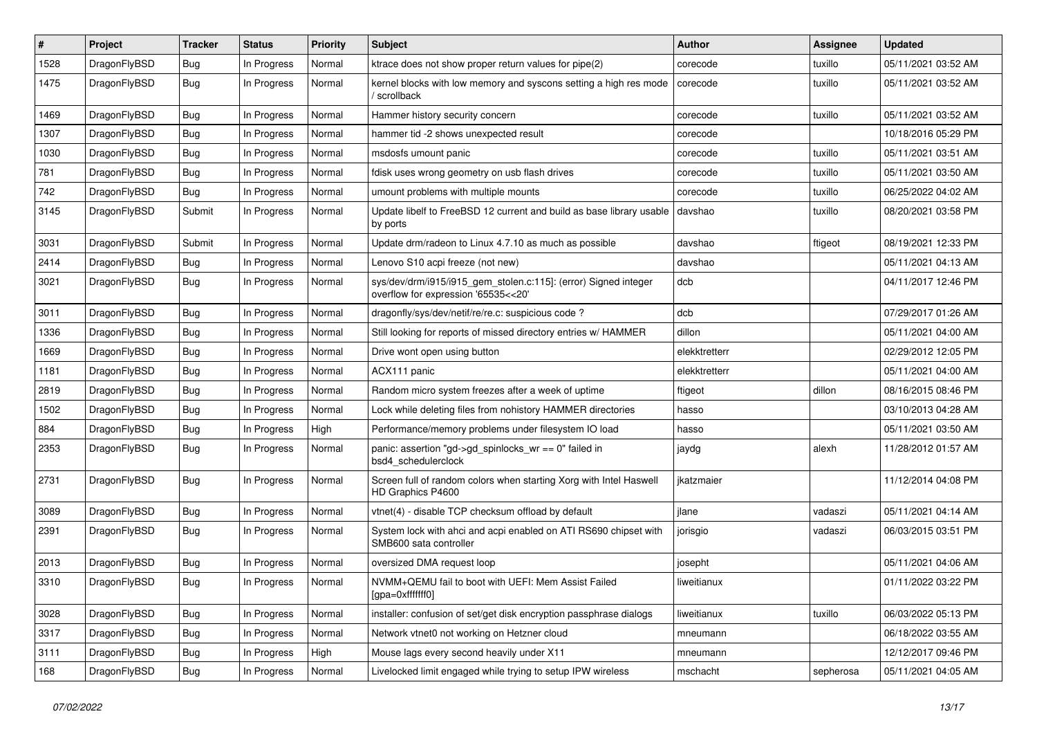| # | Project | Tracker | Status | Priority | Subject | Author | Assignee | Updated |
|---|---|---|---|---|---|---|---|---|
| 1528 | DragonFlyBSD | Bug | In Progress | Normal | ktrace does not show proper return values for pipe(2) | corecode | tuxillo | 05/11/2021 03:52 AM |
| 1475 | DragonFlyBSD | Bug | In Progress | Normal | kernel blocks with low memory and syscons setting a high res mode / scrollback | corecode | tuxillo | 05/11/2021 03:52 AM |
| 1469 | DragonFlyBSD | Bug | In Progress | Normal | Hammer history security concern | corecode | tuxillo | 05/11/2021 03:52 AM |
| 1307 | DragonFlyBSD | Bug | In Progress | Normal | hammer tid -2 shows unexpected result | corecode | | 10/18/2016 05:29 PM |
| 1030 | DragonFlyBSD | Bug | In Progress | Normal | msdosfs umount panic | corecode | tuxillo | 05/11/2021 03:51 AM |
| 781 | DragonFlyBSD | Bug | In Progress | Normal | fdisk uses wrong geometry on usb flash drives | corecode | tuxillo | 05/11/2021 03:50 AM |
| 742 | DragonFlyBSD | Bug | In Progress | Normal | umount problems with multiple mounts | corecode | tuxillo | 06/25/2022 04:02 AM |
| 3145 | DragonFlyBSD | Submit | In Progress | Normal | Update libelf to FreeBSD 12 current and build as base library usable by ports | davshao | tuxillo | 08/20/2021 03:58 PM |
| 3031 | DragonFlyBSD | Submit | In Progress | Normal | Update drm/radeon to Linux 4.7.10 as much as possible | davshao | ftigeot | 08/19/2021 12:33 PM |
| 2414 | DragonFlyBSD | Bug | In Progress | Normal | Lenovo S10 acpi freeze (not new) | davshao | | 05/11/2021 04:13 AM |
| 3021 | DragonFlyBSD | Bug | In Progress | Normal | sys/dev/drm/i915/i915_gem_stolen.c:115]: (error) Signed integer overflow for expression '65535<<20' | dcb | | 04/11/2017 12:46 PM |
| 3011 | DragonFlyBSD | Bug | In Progress | Normal | dragonfly/sys/dev/netif/re/re.c: suspicious code ? | dcb | | 07/29/2017 01:26 AM |
| 1336 | DragonFlyBSD | Bug | In Progress | Normal | Still looking for reports of missed directory entries w/ HAMMER | dillon | | 05/11/2021 04:00 AM |
| 1669 | DragonFlyBSD | Bug | In Progress | Normal | Drive wont open using button | elekktretterr | | 02/29/2012 12:05 PM |
| 1181 | DragonFlyBSD | Bug | In Progress | Normal | ACX111 panic | elekktretterr | | 05/11/2021 04:00 AM |
| 2819 | DragonFlyBSD | Bug | In Progress | Normal | Random micro system freezes after a week of uptime | ftigeot | dillon | 08/16/2015 08:46 PM |
| 1502 | DragonFlyBSD | Bug | In Progress | Normal | Lock while deleting files from nohistory HAMMER directories | hasso | | 03/10/2013 04:28 AM |
| 884 | DragonFlyBSD | Bug | In Progress | High | Performance/memory problems under filesystem IO load | hasso | | 05/11/2021 03:50 AM |
| 2353 | DragonFlyBSD | Bug | In Progress | Normal | panic: assertion "gd->gd_spinlocks_wr == 0" failed in bsd4_schedulerclock | jaydg | alexh | 11/28/2012 01:57 AM |
| 2731 | DragonFlyBSD | Bug | In Progress | Normal | Screen full of random colors when starting Xorg with Intel Haswell HD Graphics P4600 | jkatzmaier | | 11/12/2014 04:08 PM |
| 3089 | DragonFlyBSD | Bug | In Progress | Normal | vtnet(4) - disable TCP checksum offload by default | jlane | vadaszi | 05/11/2021 04:14 AM |
| 2391 | DragonFlyBSD | Bug | In Progress | Normal | System lock with ahci and acpi enabled on ATI RS690 chipset with SMB600 sata controller | jorisgio | vadaszi | 06/03/2015 03:51 PM |
| 2013 | DragonFlyBSD | Bug | In Progress | Normal | oversized DMA request loop | josepht | | 05/11/2021 04:06 AM |
| 3310 | DragonFlyBSD | Bug | In Progress | Normal | NVMM+QEMU fail to boot with UEFI: Mem Assist Failed [gpa=0xfffffff0] | liweitianux | | 01/11/2022 03:22 PM |
| 3028 | DragonFlyBSD | Bug | In Progress | Normal | installer: confusion of set/get disk encryption passphrase dialogs | liweitianux | tuxillo | 06/03/2022 05:13 PM |
| 3317 | DragonFlyBSD | Bug | In Progress | Normal | Network vtnet0 not working on Hetzner cloud | mneumann | | 06/18/2022 03:55 AM |
| 3111 | DragonFlyBSD | Bug | In Progress | High | Mouse lags every second heavily under X11 | mneumann | | 12/12/2017 09:46 PM |
| 168 | DragonFlyBSD | Bug | In Progress | Normal | Livelocked limit engaged while trying to setup IPW wireless | mschacht | sepherosa | 05/11/2021 04:05 AM |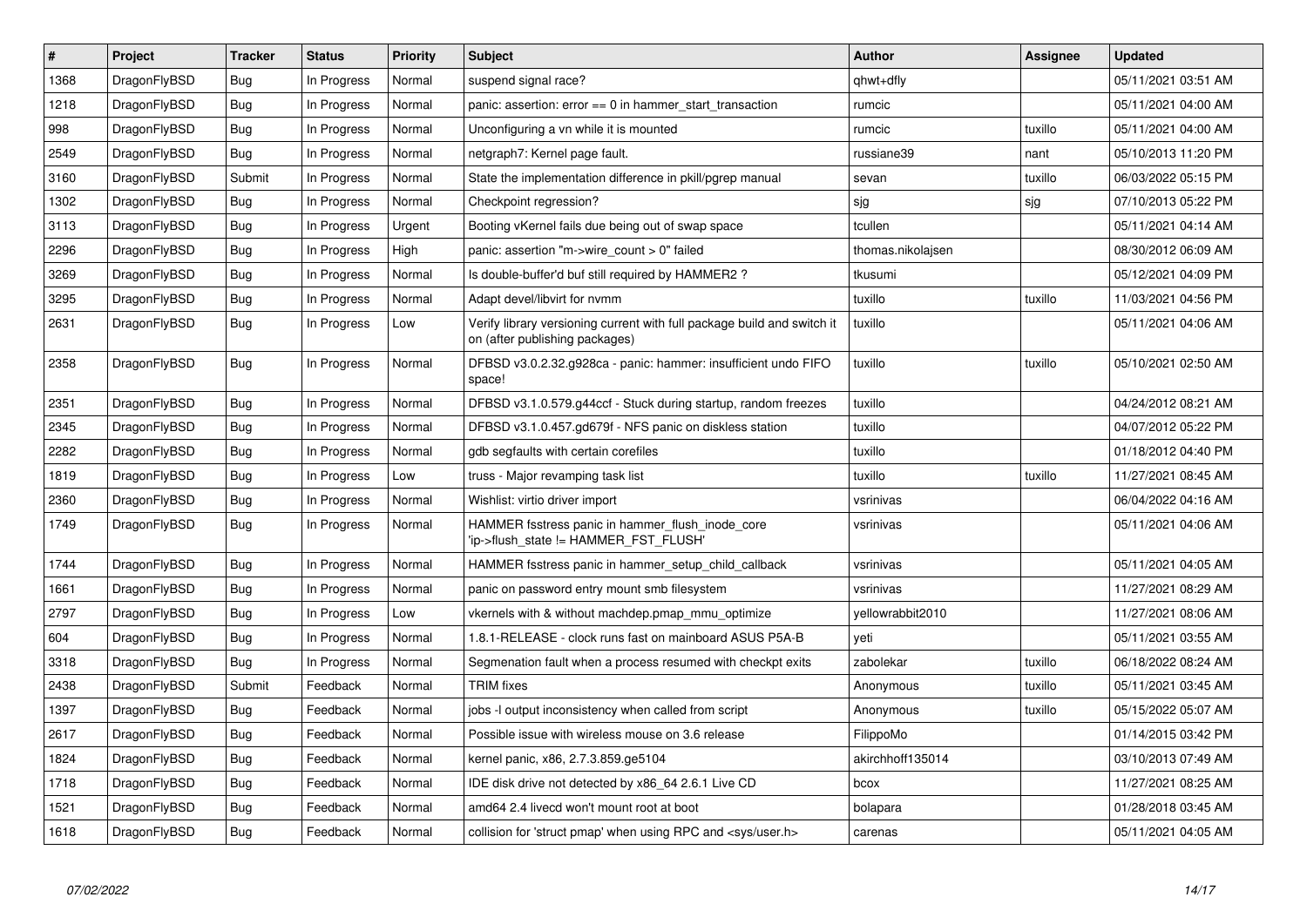| # | Project | Tracker | Status | Priority | Subject | Author | Assignee | Updated |
|---|---|---|---|---|---|---|---|---|
| 1368 | DragonFlyBSD | Bug | In Progress | Normal | suspend signal race? | qhwt+dfly | | 05/11/2021 03:51 AM |
| 1218 | DragonFlyBSD | Bug | In Progress | Normal | panic: assertion: error == 0 in hammer_start_transaction | rumcic | | 05/11/2021 04:00 AM |
| 998 | DragonFlyBSD | Bug | In Progress | Normal | Unconfiguring a vn while it is mounted | rumcic | tuxillo | 05/11/2021 04:00 AM |
| 2549 | DragonFlyBSD | Bug | In Progress | Normal | netgraph7: Kernel page fault. | russiane39 | nant | 05/10/2013 11:20 PM |
| 3160 | DragonFlyBSD | Submit | In Progress | Normal | State the implementation difference in pkill/pgrep manual | sevan | tuxillo | 06/03/2022 05:15 PM |
| 1302 | DragonFlyBSD | Bug | In Progress | Normal | Checkpoint regression? | sjg | sjg | 07/10/2013 05:22 PM |
| 3113 | DragonFlyBSD | Bug | In Progress | Urgent | Booting vKernel fails due being out of swap space | tcullen | | 05/11/2021 04:14 AM |
| 2296 | DragonFlyBSD | Bug | In Progress | High | panic: assertion "m->wire_count > 0" failed | thomas.nikolajsen | | 08/30/2012 06:09 AM |
| 3269 | DragonFlyBSD | Bug | In Progress | Normal | Is double-buffer'd buf still required by HAMMER2 ? | tkusumi | | 05/12/2021 04:09 PM |
| 3295 | DragonFlyBSD | Bug | In Progress | Normal | Adapt devel/libvirt for nvmm | tuxillo | tuxillo | 11/03/2021 04:56 PM |
| 2631 | DragonFlyBSD | Bug | In Progress | Low | Verify library versioning current with full package build and switch it on (after publishing packages) | tuxillo | | 05/11/2021 04:06 AM |
| 2358 | DragonFlyBSD | Bug | In Progress | Normal | DFBSD v3.0.2.32.g928ca - panic: hammer: insufficient undo FIFO space! | tuxillo | tuxillo | 05/10/2021 02:50 AM |
| 2351 | DragonFlyBSD | Bug | In Progress | Normal | DFBSD v3.1.0.579.g44ccf - Stuck during startup, random freezes | tuxillo | | 04/24/2012 08:21 AM |
| 2345 | DragonFlyBSD | Bug | In Progress | Normal | DFBSD v3.1.0.457.gd679f - NFS panic on diskless station | tuxillo | | 04/07/2012 05:22 PM |
| 2282 | DragonFlyBSD | Bug | In Progress | Normal | gdb segfaults with certain corefiles | tuxillo | | 01/18/2012 04:40 PM |
| 1819 | DragonFlyBSD | Bug | In Progress | Low | truss - Major revamping task list | tuxillo | tuxillo | 11/27/2021 08:45 AM |
| 2360 | DragonFlyBSD | Bug | In Progress | Normal | Wishlist: virtio driver import | vsrinivas | | 06/04/2022 04:16 AM |
| 1749 | DragonFlyBSD | Bug | In Progress | Normal | HAMMER fsstress panic in hammer_flush_inode_core 'ip->flush_state != HAMMER_FST_FLUSH' | vsrinivas | | 05/11/2021 04:06 AM |
| 1744 | DragonFlyBSD | Bug | In Progress | Normal | HAMMER fsstress panic in hammer_setup_child_callback | vsrinivas | | 05/11/2021 04:05 AM |
| 1661 | DragonFlyBSD | Bug | In Progress | Normal | panic on password entry mount smb filesystem | vsrinivas | | 11/27/2021 08:29 AM |
| 2797 | DragonFlyBSD | Bug | In Progress | Low | vkernels with & without machdep.pmap_mmu_optimize | yellowrabbit2010 | | 11/27/2021 08:06 AM |
| 604 | DragonFlyBSD | Bug | In Progress | Normal | 1.8.1-RELEASE - clock runs fast on mainboard ASUS P5A-B | yeti | | 05/11/2021 03:55 AM |
| 3318 | DragonFlyBSD | Bug | In Progress | Normal | Segmenation fault when a process resumed with checkpt exits | zabolekar | tuxillo | 06/18/2022 08:24 AM |
| 2438 | DragonFlyBSD | Submit | Feedback | Normal | TRIM fixes | Anonymous | tuxillo | 05/11/2021 03:45 AM |
| 1397 | DragonFlyBSD | Bug | Feedback | Normal | jobs -l output inconsistency when called from script | Anonymous | tuxillo | 05/15/2022 05:07 AM |
| 2617 | DragonFlyBSD | Bug | Feedback | Normal | Possible issue with wireless mouse on 3.6 release | FilippoMo | | 01/14/2015 03:42 PM |
| 1824 | DragonFlyBSD | Bug | Feedback | Normal | kernel panic, x86, 2.7.3.859.ge5104 | akirchhoff135014 | | 03/10/2013 07:49 AM |
| 1718 | DragonFlyBSD | Bug | Feedback | Normal | IDE disk drive not detected by x86_64 2.6.1 Live CD | bcox | | 11/27/2021 08:25 AM |
| 1521 | DragonFlyBSD | Bug | Feedback | Normal | amd64 2.4 livecd won't mount root at boot | bolapara | | 01/28/2018 03:45 AM |
| 1618 | DragonFlyBSD | Bug | Feedback | Normal | collision for 'struct pmap' when using RPC and <sys/user.h> | carenas | | 05/11/2021 04:05 AM |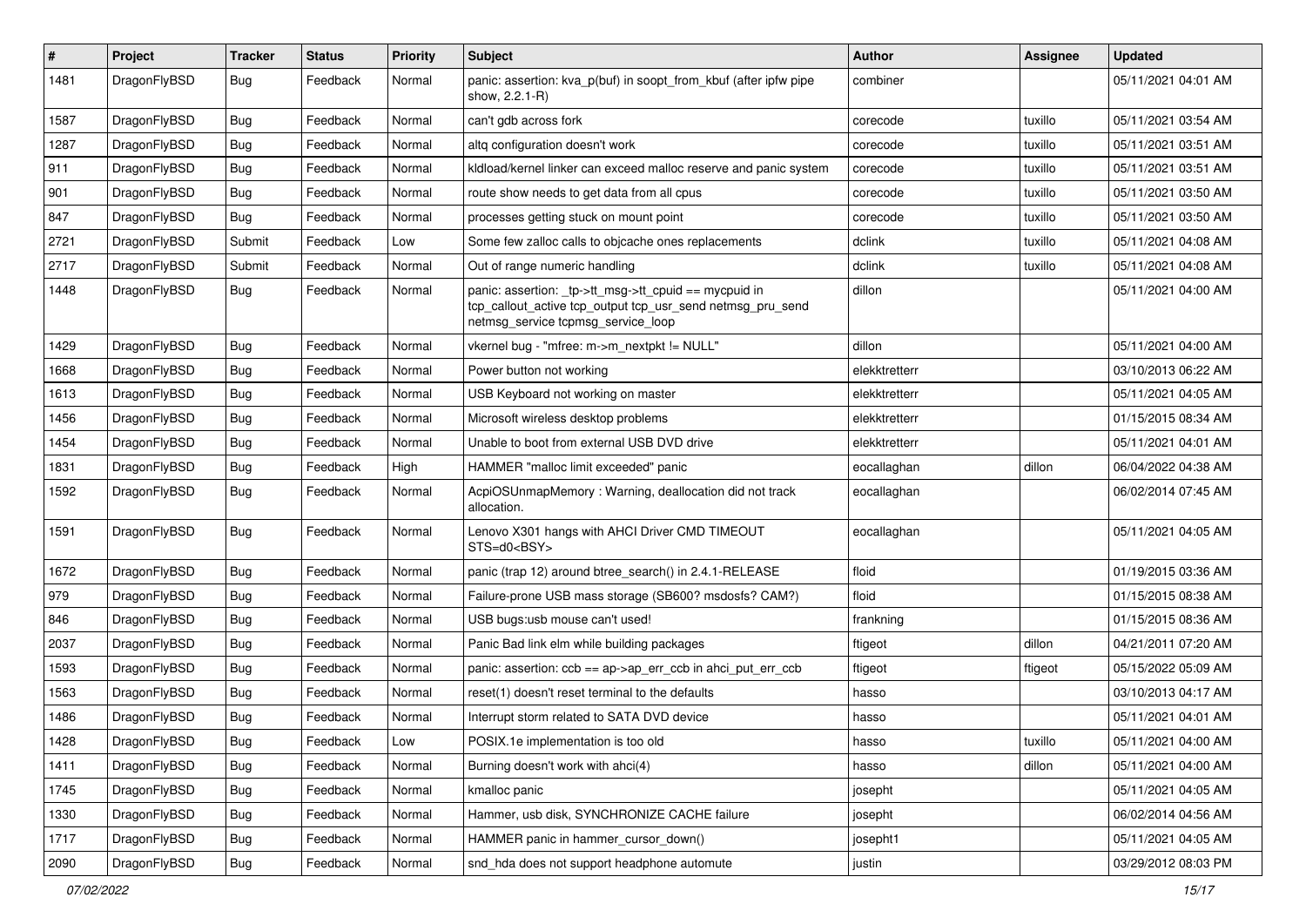| # | Project | Tracker | Status | Priority | Subject | Author | Assignee | Updated |
|---|---|---|---|---|---|---|---|---|
| 1481 | DragonFlyBSD | Bug | Feedback | Normal | panic: assertion: kva_p(buf) in soopt_from_kbuf (after ipfw pipe show, 2.2.1-R) | combiner | | 05/11/2021 04:01 AM |
| 1587 | DragonFlyBSD | Bug | Feedback | Normal | can't gdb across fork | corecode | tuxillo | 05/11/2021 03:54 AM |
| 1287 | DragonFlyBSD | Bug | Feedback | Normal | altq configuration doesn't work | corecode | tuxillo | 05/11/2021 03:51 AM |
| 911 | DragonFlyBSD | Bug | Feedback | Normal | kldload/kernel linker can exceed malloc reserve and panic system | corecode | tuxillo | 05/11/2021 03:51 AM |
| 901 | DragonFlyBSD | Bug | Feedback | Normal | route show needs to get data from all cpus | corecode | tuxillo | 05/11/2021 03:50 AM |
| 847 | DragonFlyBSD | Bug | Feedback | Normal | processes getting stuck on mount point | corecode | tuxillo | 05/11/2021 03:50 AM |
| 2721 | DragonFlyBSD | Submit | Feedback | Low | Some few zalloc calls to objcache ones replacements | dclink | tuxillo | 05/11/2021 04:08 AM |
| 2717 | DragonFlyBSD | Submit | Feedback | Normal | Out of range numeric handling | dclink | tuxillo | 05/11/2021 04:08 AM |
| 1448 | DragonFlyBSD | Bug | Feedback | Normal | panic: assertion: _tp->tt_msg->tt_cpuid == mycpuid in tcp_callout_active tcp_output tcp_usr_send netmsg_pru_send netmsg_service tcpmsg_service_loop | dillon | | 05/11/2021 04:00 AM |
| 1429 | DragonFlyBSD | Bug | Feedback | Normal | vkernel bug - "mfree: m->m_nextpkt != NULL" | dillon | | 05/11/2021 04:00 AM |
| 1668 | DragonFlyBSD | Bug | Feedback | Normal | Power button not working | elekktretterr | | 03/10/2013 06:22 AM |
| 1613 | DragonFlyBSD | Bug | Feedback | Normal | USB Keyboard not working on master | elekktretterr | | 05/11/2021 04:05 AM |
| 1456 | DragonFlyBSD | Bug | Feedback | Normal | Microsoft wireless desktop problems | elekktretterr | | 01/15/2015 08:34 AM |
| 1454 | DragonFlyBSD | Bug | Feedback | Normal | Unable to boot from external USB DVD drive | elekktretterr | | 05/11/2021 04:01 AM |
| 1831 | DragonFlyBSD | Bug | Feedback | High | HAMMER "malloc limit exceeded" panic | eocallaghan | dillon | 06/04/2022 04:38 AM |
| 1592 | DragonFlyBSD | Bug | Feedback | Normal | AcpiOSUnmapMemory : Warning, deallocation did not track allocation. | eocallaghan | | 06/02/2014 07:45 AM |
| 1591 | DragonFlyBSD | Bug | Feedback | Normal | Lenovo X301 hangs with AHCI Driver CMD TIMEOUT STS=d0<BSY> | eocallaghan | | 05/11/2021 04:05 AM |
| 1672 | DragonFlyBSD | Bug | Feedback | Normal | panic (trap 12) around btree_search() in 2.4.1-RELEASE | floid | | 01/19/2015 03:36 AM |
| 979 | DragonFlyBSD | Bug | Feedback | Normal | Failure-prone USB mass storage (SB600? msdosfs? CAM?) | floid | | 01/15/2015 08:38 AM |
| 846 | DragonFlyBSD | Bug | Feedback | Normal | USB bugs:usb mouse can't used! | frankning | | 01/15/2015 08:36 AM |
| 2037 | DragonFlyBSD | Bug | Feedback | Normal | Panic Bad link elm while building packages | ftigeot | dillon | 04/21/2011 07:20 AM |
| 1593 | DragonFlyBSD | Bug | Feedback | Normal | panic: assertion: ccb == ap->ap_err_ccb in ahci_put_err_ccb | ftigeot | ftigeot | 05/15/2022 05:09 AM |
| 1563 | DragonFlyBSD | Bug | Feedback | Normal | reset(1) doesn't reset terminal to the defaults | hasso | | 03/10/2013 04:17 AM |
| 1486 | DragonFlyBSD | Bug | Feedback | Normal | Interrupt storm related to SATA DVD device | hasso | | 05/11/2021 04:01 AM |
| 1428 | DragonFlyBSD | Bug | Feedback | Low | POSIX.1e implementation is too old | hasso | tuxillo | 05/11/2021 04:00 AM |
| 1411 | DragonFlyBSD | Bug | Feedback | Normal | Burning doesn't work with ahci(4) | hasso | dillon | 05/11/2021 04:00 AM |
| 1745 | DragonFlyBSD | Bug | Feedback | Normal | kmalloc panic | josepht | | 05/11/2021 04:05 AM |
| 1330 | DragonFlyBSD | Bug | Feedback | Normal | Hammer, usb disk, SYNCHRONIZE CACHE failure | josepht | | 06/02/2014 04:56 AM |
| 1717 | DragonFlyBSD | Bug | Feedback | Normal | HAMMER panic in hammer_cursor_down() | josepht1 | | 05/11/2021 04:05 AM |
| 2090 | DragonFlyBSD | Bug | Feedback | Normal | snd_hda does not support headphone automute | justin | | 03/29/2012 08:03 PM |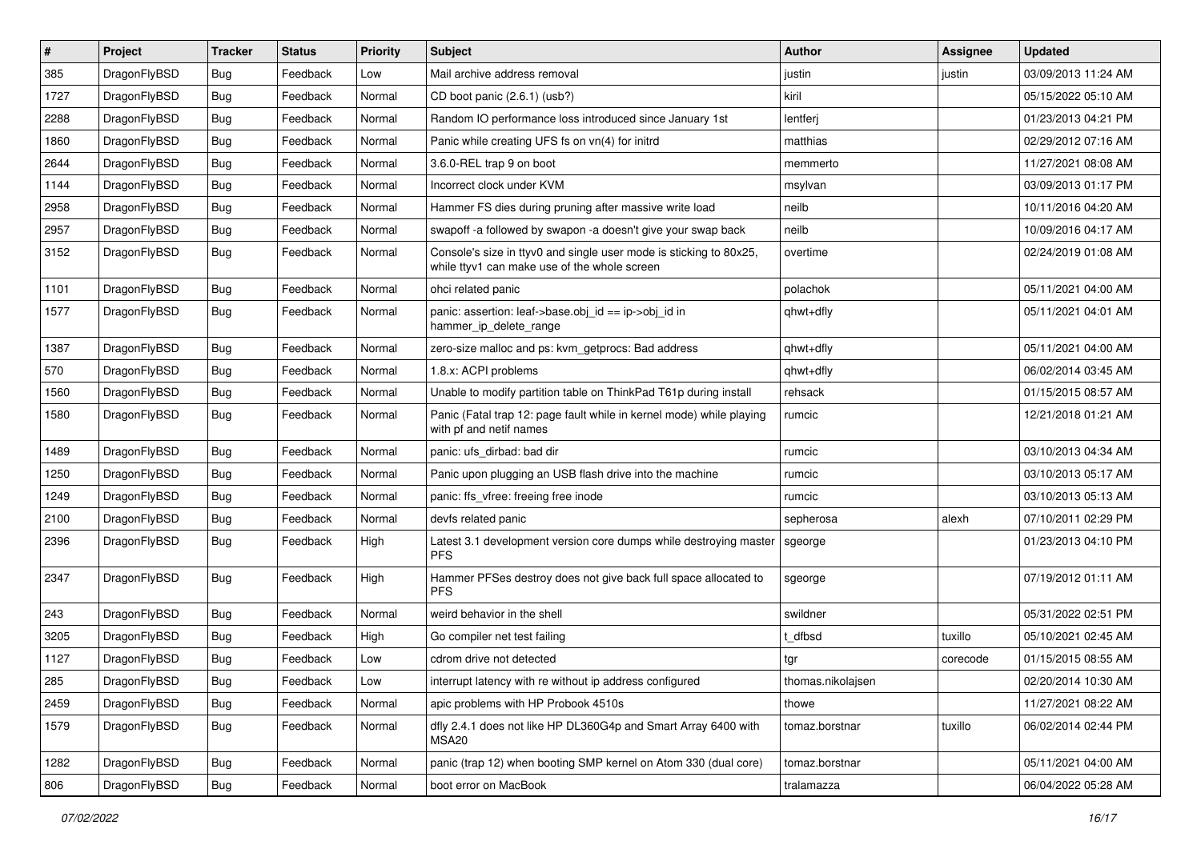| # | Project | Tracker | Status | Priority | Subject | Author | Assignee | Updated |
|---|---|---|---|---|---|---|---|---|
| 385 | DragonFlyBSD | Bug | Feedback | Low | Mail archive address removal | justin | justin | 03/09/2013 11:24 AM |
| 1727 | DragonFlyBSD | Bug | Feedback | Normal | CD boot panic (2.6.1) (usb?) | kiril | | 05/15/2022 05:10 AM |
| 2288 | DragonFlyBSD | Bug | Feedback | Normal | Random IO performance loss introduced since January 1st | lentferj | | 01/23/2013 04:21 PM |
| 1860 | DragonFlyBSD | Bug | Feedback | Normal | Panic while creating UFS fs on vn(4) for initrd | matthias | | 02/29/2012 07:16 AM |
| 2644 | DragonFlyBSD | Bug | Feedback | Normal | 3.6.0-REL trap 9 on boot | memmerto | | 11/27/2021 08:08 AM |
| 1144 | DragonFlyBSD | Bug | Feedback | Normal | Incorrect clock under KVM | msylvan | | 03/09/2013 01:17 PM |
| 2958 | DragonFlyBSD | Bug | Feedback | Normal | Hammer FS dies during pruning after massive write load | neilb | | 10/11/2016 04:20 AM |
| 2957 | DragonFlyBSD | Bug | Feedback | Normal | swapoff -a followed by swapon -a doesn't give your swap back | neilb | | 10/09/2016 04:17 AM |
| 3152 | DragonFlyBSD | Bug | Feedback | Normal | Console's size in ttyv0 and single user mode is sticking to 80x25, while ttyv1 can make use of the whole screen | overtime | | 02/24/2019 01:08 AM |
| 1101 | DragonFlyBSD | Bug | Feedback | Normal | ohci related panic | polachok | | 05/11/2021 04:00 AM |
| 1577 | DragonFlyBSD | Bug | Feedback | Normal | panic: assertion: leaf->base.obj_id == ip->obj_id in hammer_ip_delete_range | qhwt+dfly | | 05/11/2021 04:01 AM |
| 1387 | DragonFlyBSD | Bug | Feedback | Normal | zero-size malloc and ps: kvm_getprocs: Bad address | qhwt+dfly | | 05/11/2021 04:00 AM |
| 570 | DragonFlyBSD | Bug | Feedback | Normal | 1.8.x: ACPI problems | qhwt+dfly | | 06/02/2014 03:45 AM |
| 1560 | DragonFlyBSD | Bug | Feedback | Normal | Unable to modify partition table on ThinkPad T61p during install | rehsack | | 01/15/2015 08:57 AM |
| 1580 | DragonFlyBSD | Bug | Feedback | Normal | Panic (Fatal trap 12: page fault while in kernel mode) while playing with pf and netif names | rumcic | | 12/21/2018 01:21 AM |
| 1489 | DragonFlyBSD | Bug | Feedback | Normal | panic: ufs_dirbad: bad dir | rumcic | | 03/10/2013 04:34 AM |
| 1250 | DragonFlyBSD | Bug | Feedback | Normal | Panic upon plugging an USB flash drive into the machine | rumcic | | 03/10/2013 05:17 AM |
| 1249 | DragonFlyBSD | Bug | Feedback | Normal | panic: ffs_vfree: freeing free inode | rumcic | | 03/10/2013 05:13 AM |
| 2100 | DragonFlyBSD | Bug | Feedback | Normal | devfs related panic | sepherosa | alexh | 07/10/2011 02:29 PM |
| 2396 | DragonFlyBSD | Bug | Feedback | High | Latest 3.1 development version core dumps while destroying master PFS | sgeorge | | 01/23/2013 04:10 PM |
| 2347 | DragonFlyBSD | Bug | Feedback | High | Hammer PFSes destroy does not give back full space allocated to PFS | sgeorge | | 07/19/2012 01:11 AM |
| 243 | DragonFlyBSD | Bug | Feedback | Normal | weird behavior in the shell | swildner | | 05/31/2022 02:51 PM |
| 3205 | DragonFlyBSD | Bug | Feedback | High | Go compiler net test failing | t_dfbsd | tuxillo | 05/10/2021 02:45 AM |
| 1127 | DragonFlyBSD | Bug | Feedback | Low | cdrom drive not detected | tgr | corecode | 01/15/2015 08:55 AM |
| 285 | DragonFlyBSD | Bug | Feedback | Low | interrupt latency with re without ip address configured | thomas.nikolajsen | | 02/20/2014 10:30 AM |
| 2459 | DragonFlyBSD | Bug | Feedback | Normal | apic problems with HP Probook 4510s | thowe | | 11/27/2021 08:22 AM |
| 1579 | DragonFlyBSD | Bug | Feedback | Normal | dfly 2.4.1 does not like HP DL360G4p and Smart Array 6400 with MSA20 | tomaz.borstnar | tuxillo | 06/02/2014 02:44 PM |
| 1282 | DragonFlyBSD | Bug | Feedback | Normal | panic (trap 12) when booting SMP kernel on Atom 330 (dual core) | tomaz.borstnar | | 05/11/2021 04:00 AM |
| 806 | DragonFlyBSD | Bug | Feedback | Normal | boot error on MacBook | tralamazza | | 06/04/2022 05:28 AM |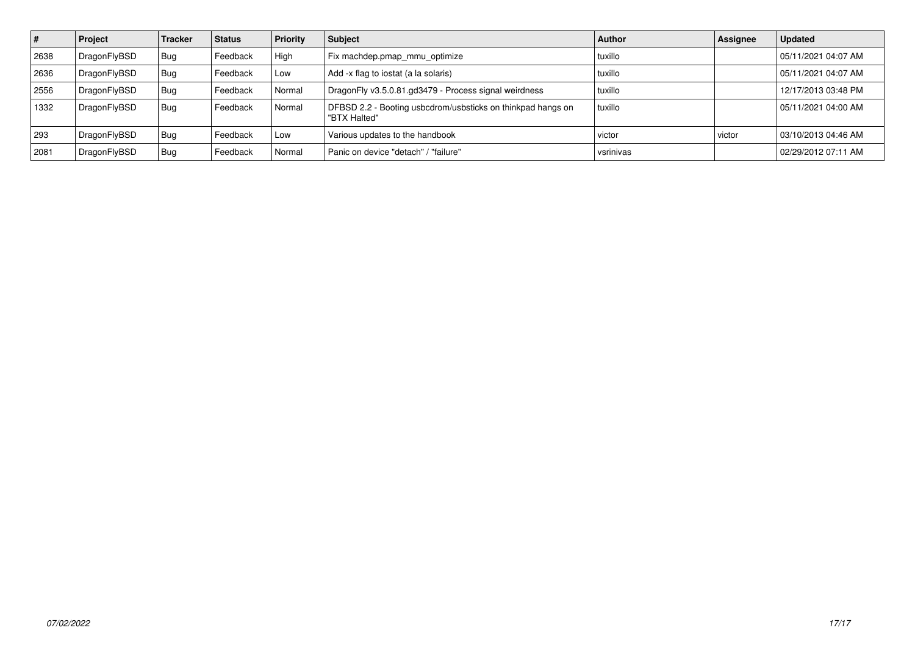| # | Project | Tracker | Status | Priority | Subject | Author | Assignee | Updated |
|---|---|---|---|---|---|---|---|---|
| 2638 | DragonFlyBSD | Bug | Feedback | High | Fix machdep.pmap_mmu_optimize | tuxillo | | 05/11/2021 04:07 AM |
| 2636 | DragonFlyBSD | Bug | Feedback | Low | Add -x flag to iostat (a la solaris) | tuxillo | | 05/11/2021 04:07 AM |
| 2556 | DragonFlyBSD | Bug | Feedback | Normal | DragonFly v3.5.0.81.gd3479 - Process signal weirdness | tuxillo | | 12/17/2013 03:48 PM |
| 1332 | DragonFlyBSD | Bug | Feedback | Normal | DFBSD 2.2 - Booting usbcdrom/usbsticks on thinkpad hangs on "BTX Halted" | tuxillo | | 05/11/2021 04:00 AM |
| 293 | DragonFlyBSD | Bug | Feedback | Low | Various updates to the handbook | victor | victor | 03/10/2013 04:46 AM |
| 2081 | DragonFlyBSD | Bug | Feedback | Normal | Panic on device "detach" / "failure" | vsrinivas | | 02/29/2012 07:11 AM |